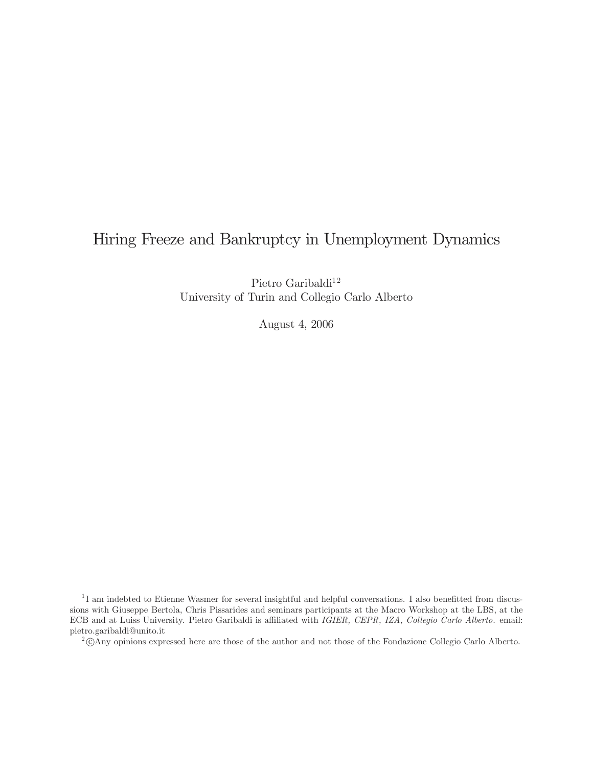# Hiring Freeze and Bankruptcy in Unemployment Dynamics

Pietro Garibaldi[1,2]
University of Turin and Collegio Carlo Alberto

August 4, 2006

[1] I am indebted to Etienne Wasmer for several insightful and helpful conversations. I also benefitted from discussions with Giuseppe Bertola, Chris Pissarides and seminars participants at the Macro Workshop at the LBS, at the ECB and at Luiss University. Pietro Garibaldi is affiliated with *IGIER, CEPR, IZA, Collegio Carlo Alberto.* email: pietro.garibaldi@unito.it

[2] ©Any opinions expressed here are those of the author and not those of the Fondazione Collegio Carlo Alberto.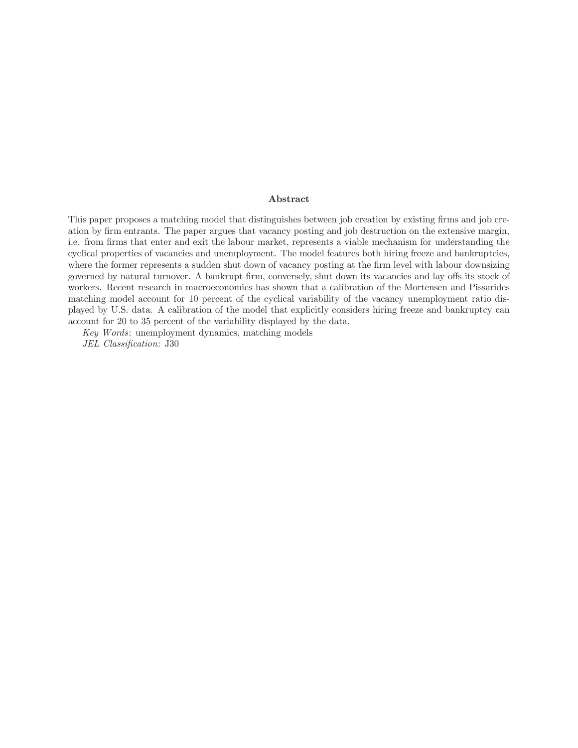**Abstract**

This paper proposes a matching model that distinguishes between job creation by existing firms and job creation by firm entrants. The paper argues that vacancy posting and job destruction on the extensive margin, i.e. from firms that enter and exit the labour market, represents a viable mechanism for understanding the cyclical properties of vacancies and unemployment. The model features both hiring freeze and bankruptcies, where the former represents a sudden shut down of vacancy posting at the firm level with labour downsizing governed by natural turnover. A bankrupt firm, conversely, shut down its vacancies and lay offs its stock of workers. Recent research in macroeconomics has shown that a calibration of the Mortensen and Pissarides matching model account for 10 percent of the cyclical variability of the vacancy unemployment ratio displayed by U.S. data. A calibration of the model that explicitly considers hiring freeze and bankruptcy can account for 20 to 35 percent of the variability displayed by the data.

*Key Words*: unemployment dynamics, matching models

*JEL Classification*: J30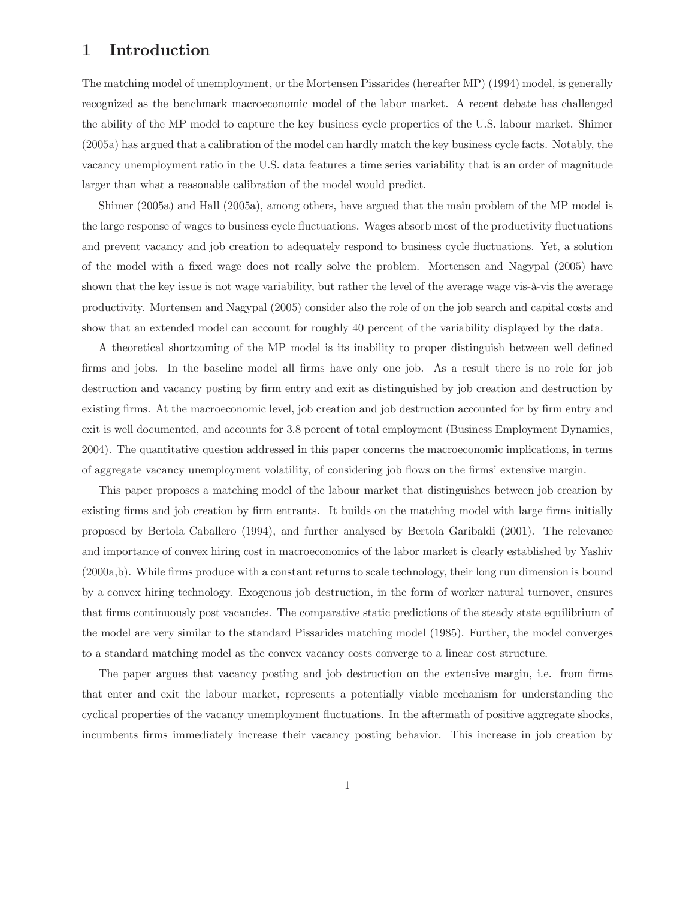# 1 Introduction

The matching model of unemployment, or the Mortensen Pissarides (hereafter MP) (1994) model, is generally recognized as the benchmark macroeconomic model of the labor market. A recent debate has challenged the ability of the MP model to capture the key business cycle properties of the U.S. labour market. Shimer (2005a) has argued that a calibration of the model can hardly match the key business cycle facts. Notably, the vacancy unemployment ratio in the U.S. data features a time series variability that is an order of magnitude larger than what a reasonable calibration of the model would predict.

Shimer (2005a) and Hall (2005a), among others, have argued that the main problem of the MP model is the large response of wages to business cycle fluctuations. Wages absorb most of the productivity fluctuations and prevent vacancy and job creation to adequately respond to business cycle fluctuations. Yet, a solution of the model with a fixed wage does not really solve the problem. Mortensen and Nagypal (2005) have shown that the key issue is not wage variability, but rather the level of the average wage vis-à-vis the average productivity. Mortensen and Nagypal (2005) consider also the role of on the job search and capital costs and show that an extended model can account for roughly 40 percent of the variability displayed by the data.

A theoretical shortcoming of the MP model is its inability to proper distinguish between well defined firms and jobs. In the baseline model all firms have only one job. As a result there is no role for job destruction and vacancy posting by firm entry and exit as distinguished by job creation and destruction by existing firms. At the macroeconomic level, job creation and job destruction accounted for by firm entry and exit is well documented, and accounts for 3.8 percent of total employment (Business Employment Dynamics, 2004). The quantitative question addressed in this paper concerns the macroeconomic implications, in terms of aggregate vacancy unemployment volatility, of considering job flows on the firms' extensive margin.

This paper proposes a matching model of the labour market that distinguishes between job creation by existing firms and job creation by firm entrants. It builds on the matching model with large firms initially proposed by Bertola Caballero (1994), and further analysed by Bertola Garibaldi (2001). The relevance and importance of convex hiring cost in macroeconomics of the labor market is clearly established by Yashiv (2000a,b). While firms produce with a constant returns to scale technology, their long run dimension is bound by a convex hiring technology. Exogenous job destruction, in the form of worker natural turnover, ensures that firms continuously post vacancies. The comparative static predictions of the steady state equilibrium of the model are very similar to the standard Pissarides matching model (1985). Further, the model converges to a standard matching model as the convex vacancy costs converge to a linear cost structure.

The paper argues that vacancy posting and job destruction on the extensive margin, i.e. from firms that enter and exit the labour market, represents a potentially viable mechanism for understanding the cyclical properties of the vacancy unemployment fluctuations. In the aftermath of positive aggregate shocks, incumbents firms immediately increase their vacancy posting behavior. This increase in job creation by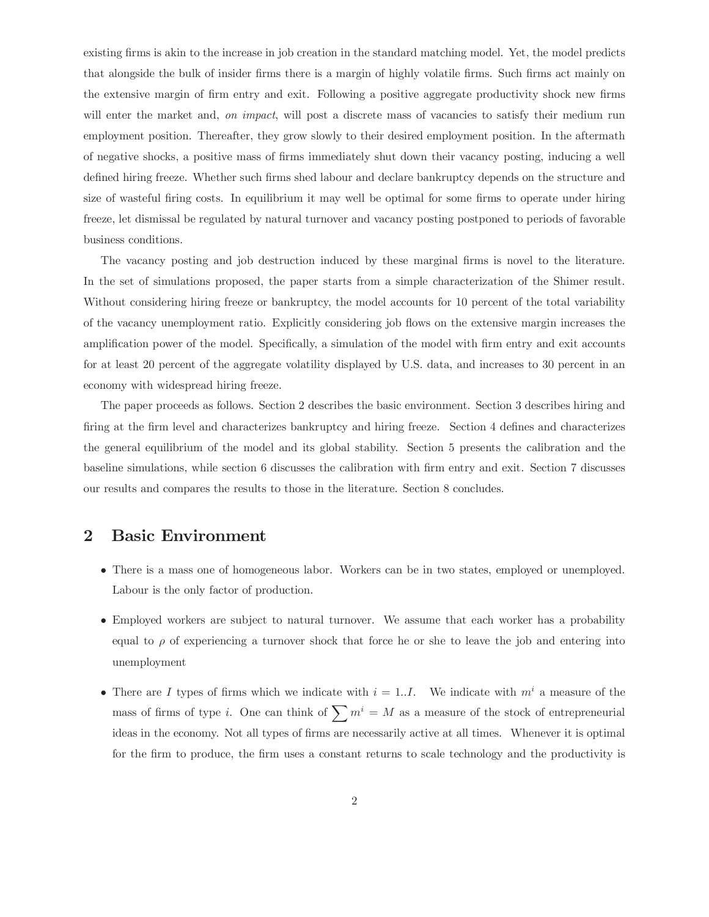existing firms is akin to the increase in job creation in the standard matching model. Yet, the model predicts that alongside the bulk of insider firms there is a margin of highly volatile firms. Such firms act mainly on the extensive margin of firm entry and exit. Following a positive aggregate productivity shock new firms will enter the market and, *on impact*, will post a discrete mass of vacancies to satisfy their medium run employment position. Thereafter, they grow slowly to their desired employment position. In the aftermath of negative shocks, a positive mass of firms immediately shut down their vacancy posting, inducing a well defined hiring freeze. Whether such firms shed labour and declare bankruptcy depends on the structure and size of wasteful firing costs. In equilibrium it may well be optimal for some firms to operate under hiring freeze, let dismissal be regulated by natural turnover and vacancy posting postponed to periods of favorable business conditions.

The vacancy posting and job destruction induced by these marginal firms is novel to the literature. In the set of simulations proposed, the paper starts from a simple characterization of the Shimer result. Without considering hiring freeze or bankruptcy, the model accounts for 10 percent of the total variability of the vacancy unemployment ratio. Explicitly considering job flows on the extensive margin increases the amplification power of the model. Specifically, a simulation of the model with firm entry and exit accounts for at least 20 percent of the aggregate volatility displayed by U.S. data, and increases to 30 percent in an economy with widespread hiring freeze.

The paper proceeds as follows. Section 2 describes the basic environment. Section 3 describes hiring and firing at the firm level and characterizes bankruptcy and hiring freeze. Section 4 defines and characterizes the general equilibrium of the model and its global stability. Section 5 presents the calibration and the baseline simulations, while section 6 discusses the calibration with firm entry and exit. Section 7 discusses our results and compares the results to those in the literature. Section 8 concludes.

## 2 Basic Environment

- There is a mass one of homogeneous labor. Workers can be in two states, employed or unemployed. Labour is the only factor of production.
- Employed workers are subject to natural turnover. We assume that each worker has a probability equal to $\rho$ of experiencing a turnover shock that force he or she to leave the job and entering into unemployment
- There are $I$ types of firms which we indicate with $i = 1..I$. We indicate with $m^i$ a measure of the mass of firms of type $i$. One can think of $\sum m^i = M$ as a measure of the stock of entrepreneurial ideas in the economy. Not all types of firms are necessarily active at all times. Whenever it is optimal for the firm to produce, the firm uses a constant returns to scale technology and the productivity is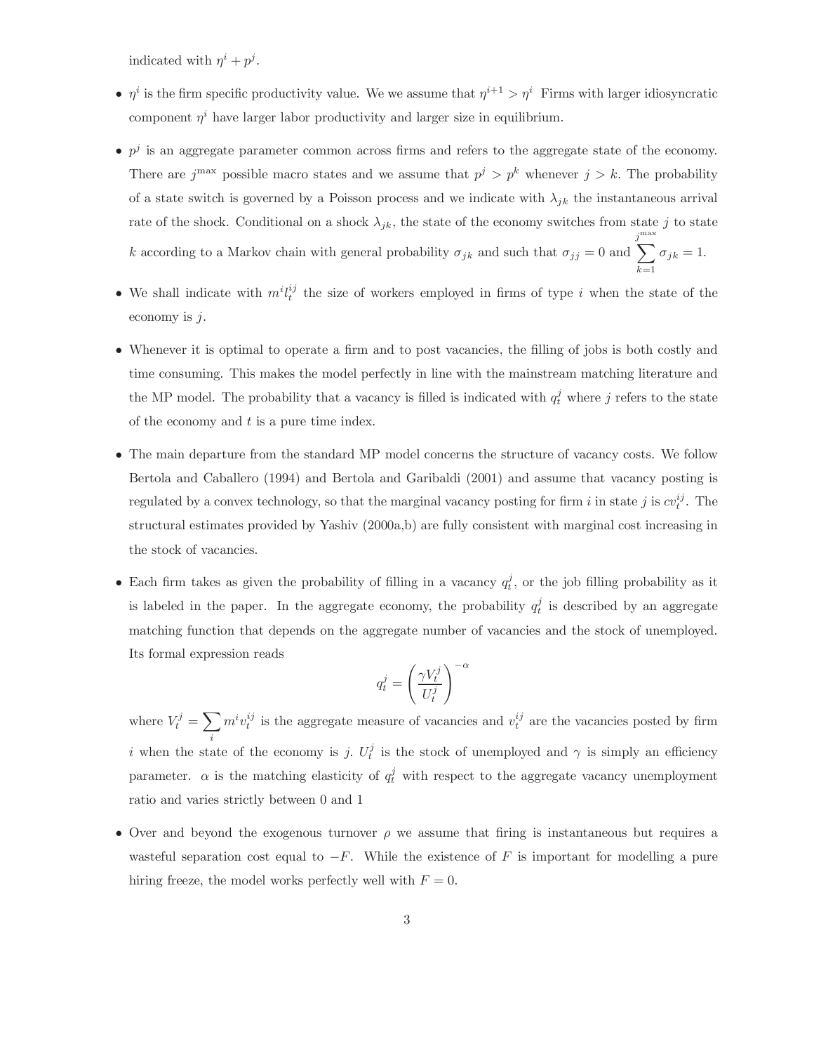indicated with $\eta^i + p^j$.

- $\eta^i$ is the firm specific productivity value. We we assume that $\eta^{i+1} > \eta^i$ Firms with larger idiosyncratic component $\eta^i$ have larger labor productivity and larger size in equilibrium.

- $p^j$ is an aggregate parameter common across firms and refers to the aggregate state of the economy. There are $j^{\max}$ possible macro states and we assume that $p^j > p^k$ whenever $j > k$. The probability of a state switch is governed by a Poisson process and we indicate with $\lambda_{jk}$ the instantaneous arrival rate of the shock. Conditional on a shock $\lambda_{jk}$, the state of the economy switches from state $j$ to state $k$ according to a Markov chain with general probability $\sigma_{jk}$ and such that $\sigma_{jj} = 0$ and $\sum_{k=1}^{j^{\max}} \sigma_{jk} = 1$.

- We shall indicate with $m^i l_t^{ij}$ the size of workers employed in firms of type $i$ when the state of the economy is $j$.

- Whenever it is optimal to operate a firm and to post vacancies, the filling of jobs is both costly and time consuming. This makes the model perfectly in line with the mainstream matching literature and the MP model. The probability that a vacancy is filled is indicated with $q_t^j$ where $j$ refers to the state of the economy and $t$ is a pure time index.

- The main departure from the standard MP model concerns the structure of vacancy costs. We follow Bertola and Caballero (1994) and Bertola and Garibaldi (2001) and assume that vacancy posting is regulated by a convex technology, so that the marginal vacancy posting for firm $i$ in state $j$ is $cv_t^{ij}$. The structural estimates provided by Yashiv (2000a,b) are fully consistent with marginal cost increasing in the stock of vacancies.

- Each firm takes as given the probability of filling in a vacancy $q_t^j$, or the job filling probability as it is labeled in the paper. In the aggregate economy, the probability $q_t^j$ is described by an aggregate matching function that depends on the aggregate number of vacancies and the stock of unemployed. Its formal expression reads

$$q_t^j = \left( \frac{\gamma V_t^j}{U_t^j} \right)^{-\alpha}$$

where $V_t^j = \sum_i m^i v_t^{ij}$ is the aggregate measure of vacancies and $v_t^{ij}$ are the vacancies posted by firm $i$ when the state of the economy is $j$. $U_t^j$ is the stock of unemployed and $\gamma$ is simply an efficiency parameter. $\alpha$ is the matching elasticity of $q_t^j$ with respect to the aggregate vacancy unemployment ratio and varies strictly between 0 and 1

- Over and beyond the exogenous turnover $\rho$ we assume that firing is instantaneous but requires a wasteful separation cost equal to $-F$. While the existence of $F$ is important for modelling a pure hiring freeze, the model works perfectly well with $F = 0$.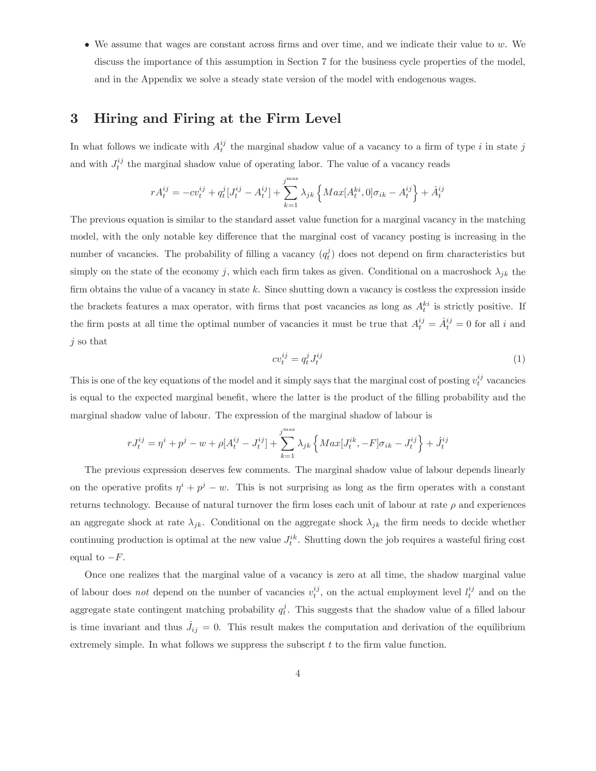- We assume that wages are constant across firms and over time, and we indicate their value to $w$. We discuss the importance of this assumption in Section 7 for the business cycle properties of the model, and in the Appendix we solve a steady state version of the model with endogenous wages.

## 3 Hiring and Firing at the Firm Level

In what follows we indicate with $A_t^{ij}$ the marginal shadow value of a vacancy to a firm of type $i$ in state $j$ and with $J_t^{ij}$ the marginal shadow value of operating labor. The value of a vacancy reads

$$rA_t^{ij} = -cv_t^{ij} + q_t^j[J_t^{ij} - A_t^{ij}] + \sum_{k=1}^{j^{\max}} \lambda_{jk} \left\{ Max[A_t^{ki}, 0]\sigma_{ik} - A_t^{ij} \right\} + \dot{A}_t^{ij}$$

The previous equation is similar to the standard asset value function for a marginal vacancy in the matching model, with the only notable key difference that the marginal cost of vacancy posting is increasing in the number of vacancies. The probability of filling a vacancy ($q_t^j$) does not depend on firm characteristics but simply on the state of the economy $j$, which each firm takes as given. Conditional on a macroshock $\lambda_{jk}$ the firm obtains the value of a vacancy in state $k$. Since shutting down a vacancy is costless the expression inside the brackets features a max operator, with firms that post vacancies as long as $A_t^{ki}$ is strictly positive. If the firm posts at all time the optimal number of vacancies it must be true that $A_t^{ij} = \dot{A}_t^{ij} = 0$ for all $i$ and $j$ so that

$$cv_t^{ij} = q_t^j J_t^{ij} \tag{1}$$

This is one of the key equations of the model and it simply says that the marginal cost of posting $v_t^{ij}$ vacancies is equal to the expected marginal benefit, where the latter is the product of the filling probability and the marginal shadow value of labour. The expression of the marginal shadow of labour is

$$rJ_t^{ij} = \eta^i + p^j - w + \rho[A_t^{ij} - J_t^{ij}] + \sum_{k=1}^{j^{\max}} \lambda_{jk} \left\{ Max[J_t^{ik}, -F]\sigma_{ik} - J_t^{ij} \right\} + \dot{J}_t^{ij}$$

The previous expression deserves few comments. The marginal shadow value of labour depends linearly on the operative profits $\eta^i + p^j - w$. This is not surprising as long as the firm operates with a constant returns technology. Because of natural turnover the firm loses each unit of labour at rate $\rho$ and experiences an aggregate shock at rate $\lambda_{jk}$. Conditional on the aggregate shock $\lambda_{jk}$ the firm needs to decide whether continuing production is optimal at the new value $J_t^{ik}$. Shutting down the job requires a wasteful firing cost equal to $-F$.

Once one realizes that the marginal value of a vacancy is zero at all time, the shadow marginal value of labour does *not* depend on the number of vacancies $v_t^{ij}$, on the actual employment level $l_t^{ij}$ and on the aggregate state contingent matching probability $q_t^j$. This suggests that the shadow value of a filled labour is time invariant and thus $\dot{J}_{ij} = 0$. This result makes the computation and derivation of the equilibrium extremely simple. In what follows we suppress the subscript $t$ to the firm value function.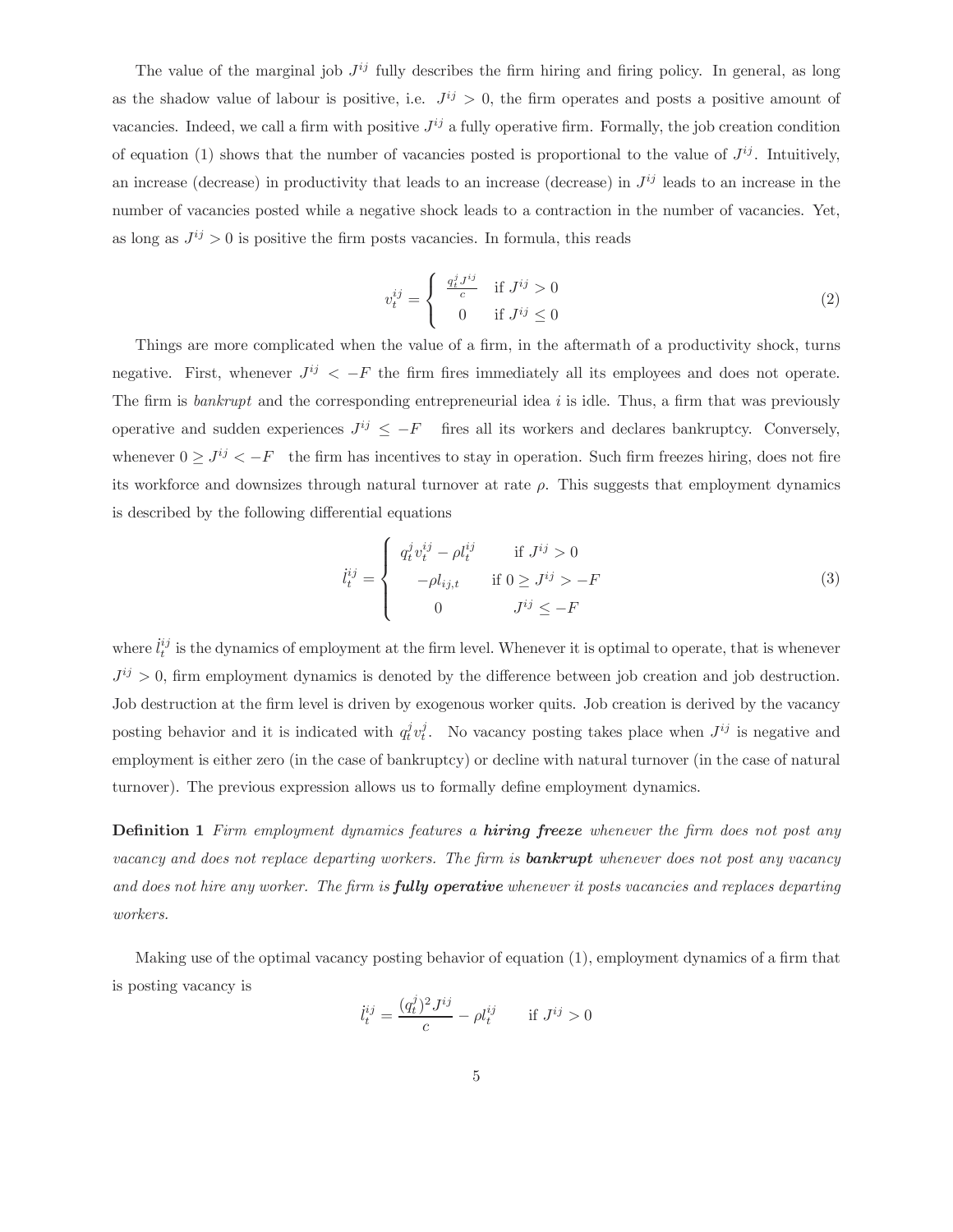The value of the marginal job $J^{ij}$ fully describes the firm hiring and firing policy. In general, as long as the shadow value of labour is positive, i.e. $J^{ij} > 0$, the firm operates and posts a positive amount of vacancies. Indeed, we call a firm with positive $J^{ij}$ a fully operative firm. Formally, the job creation condition of equation (1) shows that the number of vacancies posted is proportional to the value of $J^{ij}$. Intuitively, an increase (decrease) in productivity that leads to an increase (decrease) in $J^{ij}$ leads to an increase in the number of vacancies posted while a negative shock leads to a contraction in the number of vacancies. Yet, as long as $J^{ij} > 0$ is positive the firm posts vacancies. In formula, this reads

$$v_t^{ij} = \begin{cases} \frac{q_t^j J^{ij}}{c} & \text{if } J^{ij} > 0 \\ 0 & \text{if } J^{ij} \leq 0 \end{cases} \tag{2}$$

Things are more complicated when the value of a firm, in the aftermath of a productivity shock, turns negative. First, whenever $J^{ij} < -F$ the firm fires immediately all its employees and does not operate. The firm is *bankrupt* and the corresponding entrepreneurial idea $i$ is idle. Thus, a firm that was previously operative and sudden experiences $J^{ij} \leq -F$ fires all its workers and declares bankruptcy. Conversely, whenever $0 \geq J^{ij} < -F$ the firm has incentives to stay in operation. Such firm freezes hiring, does not fire its workforce and downsizes through natural turnover at rate $\rho$. This suggests that employment dynamics is described by the following differential equations

$$\dot{l}_t^{ij} = \begin{cases} q_t^j v_t^{ij} - \rho l_t^{ij} & \text{if } J^{ij} > 0 \\ -\rho l_{ij,t} & \text{if } 0 \geq J^{ij} > -F \\ 0 & J^{ij} \leq -F \end{cases} \tag{3}$$

where $\dot{l}_t^{ij}$ is the dynamics of employment at the firm level. Whenever it is optimal to operate, that is whenever $J^{ij} > 0$, firm employment dynamics is denoted by the difference between job creation and job destruction. Job destruction at the firm level is driven by exogenous worker quits. Job creation is derived by the vacancy posting behavior and it is indicated with $q_t^j v_t^j$. No vacancy posting takes place when $J^{ij}$ is negative and employment is either zero (in the case of bankruptcy) or decline with natural turnover (in the case of natural turnover). The previous expression allows us to formally define employment dynamics.

**Definition 1** *Firm employment dynamics features a* ***hiring freeze*** *whenever the firm does not post any vacancy and does not replace departing workers. The firm is* ***bankrupt*** *whenever does not post any vacancy and does not hire any worker. The firm is* ***fully operative*** *whenever it posts vacancies and replaces departing workers.*

Making use of the optimal vacancy posting behavior of equation (1), employment dynamics of a firm that is posting vacancy is

$$\dot{l}_t^{ij} = \frac{(q_t^j)^2 J^{ij}}{c} - \rho l_t^{ij} \qquad \text{if } J^{ij} > 0$$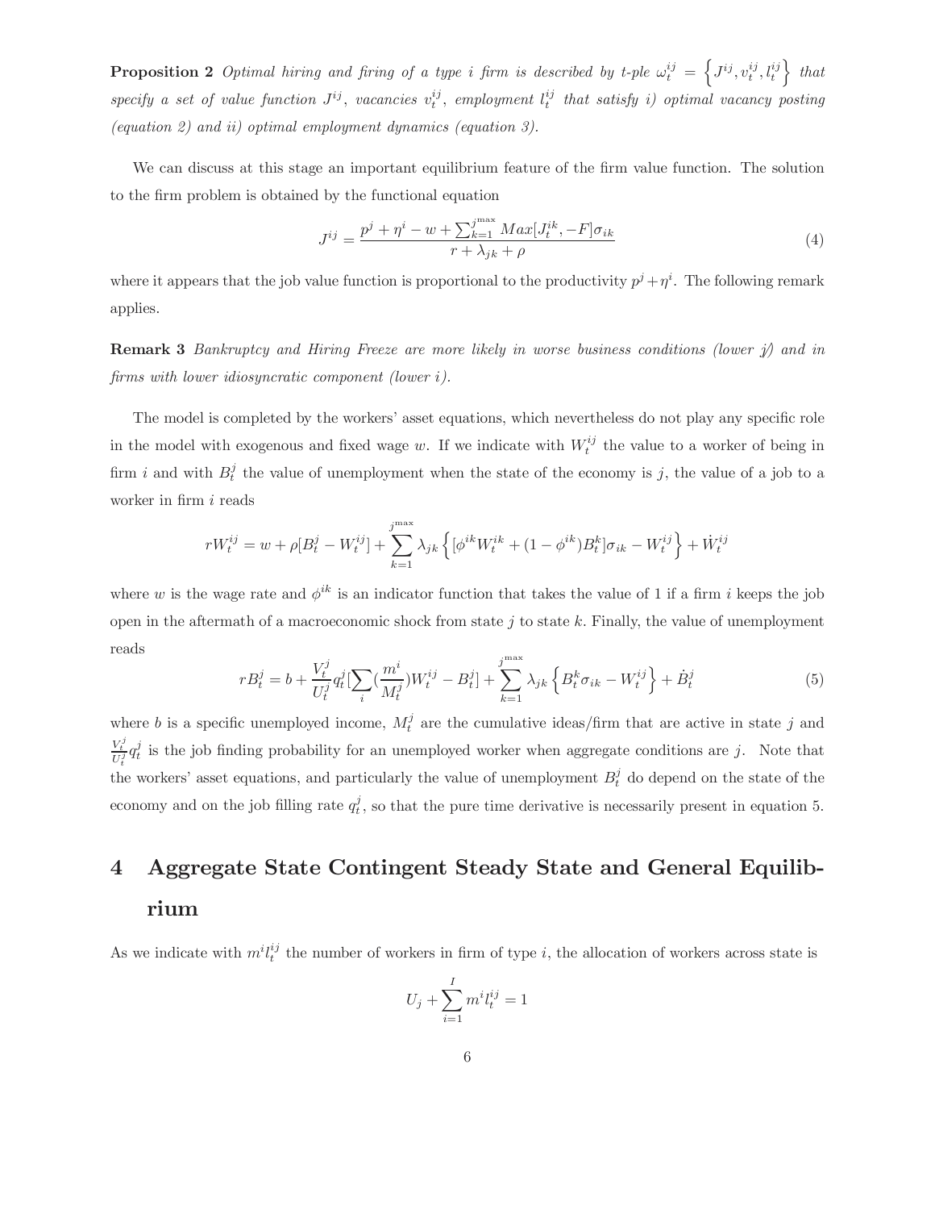**Proposition 2** *Optimal hiring and firing of a type i firm is described by t-ple $\omega_t^{ij} = \left\{J^{ij}, v_t^{ij}, l_t^{ij}\right\}$ that specify a set of value function $J^{ij}$, vacancies $v_t^{ij}$, employment $l_t^{ij}$ that satisfy i) optimal vacancy posting (equation 2) and ii) optimal employment dynamics (equation 3).*

We can discuss at this stage an important equilibrium feature of the firm value function. The solution to the firm problem is obtained by the functional equation

$$J^{ij} = \frac{p^j + \eta^i - w + \sum_{k=1}^{j^{\max}} Max[J_t^{ik}, -F]\sigma_{ik}}{r + \lambda_{jk} + \rho} \tag{4}$$

where it appears that the job value function is proportional to the productivity $p^j + \eta^i$. The following remark applies.

**Remark 3** *Bankruptcy and Hiring Freeze are more likely in worse business conditions (lower j) and in firms with lower idiosyncratic component (lower i).*

The model is completed by the workers' asset equations, which nevertheless do not play any specific role in the model with exogenous and fixed wage $w$. If we indicate with $W_t^{ij}$ the value to a worker of being in firm $i$ and with $B_t^j$ the value of unemployment when the state of the economy is $j$, the value of a job to a worker in firm $i$ reads

$$rW_t^{ij} = w + \rho[B_t^j - W_t^{ij}] + \sum_{k=1}^{j^{\max}} \lambda_{jk} \left\{ [\phi^{ik} W_t^{ik} + (1 - \phi^{ik}) B_t^k]\sigma_{ik} - W_t^{ij} \right\} + \dot{W}_t^{ij}$$

where $w$ is the wage rate and $\phi^{ik}$ is an indicator function that takes the value of 1 if a firm $i$ keeps the job open in the aftermath of a macroeconomic shock from state $j$ to state $k$. Finally, the value of unemployment reads

$$rB_t^j = b + \frac{V_t^j}{U_t^j} q_t^j [\sum_i (\frac{m^i}{M_t^j}) W_t^{ij} - B_t^j] + \sum_{k=1}^{j^{\max}} \lambda_{jk} \left\{ B_t^k \sigma_{ik} - W_t^{ij} \right\} + \dot{B}_t^j \tag{5}$$

where $b$ is a specific unemployed income, $M_t^j$ are the cumulative ideas/firm that are active in state $j$ and $\frac{V_t^j}{U_t^j} q_t^j$ is the job finding probability for an unemployed worker when aggregate conditions are $j$. Note that the workers' asset equations, and particularly the value of unemployment $B_t^j$ do depend on the state of the economy and on the job filling rate $q_t^j$, so that the pure time derivative is necessarily present in equation 5.

# 4 Aggregate State Contingent Steady State and General Equilibrium

As we indicate with $m^i l_t^{ij}$ the number of workers in firm of type $i$, the allocation of workers across state is

$$U_j + \sum_{i=1}^{I} m^i l_t^{ij} = 1$$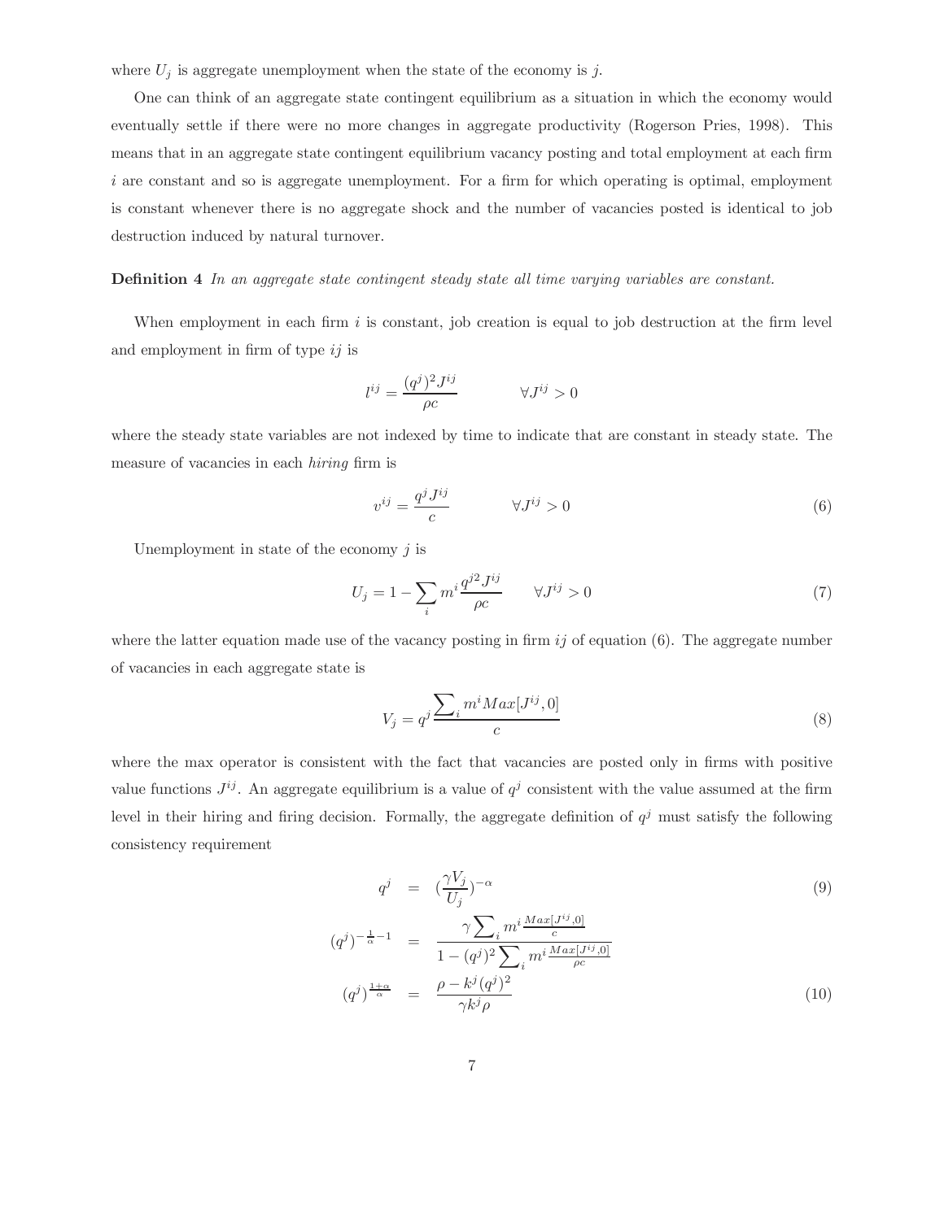where $U_j$ is aggregate unemployment when the state of the economy is $j$.

One can think of an aggregate state contingent equilibrium as a situation in which the economy would eventually settle if there were no more changes in aggregate productivity (Rogerson Pries, 1998). This means that in an aggregate state contingent equilibrium vacancy posting and total employment at each firm $i$ are constant and so is aggregate unemployment. For a firm for which operating is optimal, employment is constant whenever there is no aggregate shock and the number of vacancies posted is identical to job destruction induced by natural turnover.

**Definition 4** *In an aggregate state contingent steady state all time varying variables are constant.*

When employment in each firm $i$ is constant, job creation is equal to job destruction at the firm level and employment in firm of type $ij$ is

$$l^{ij} = \frac{(q^j)^2 J^{ij}}{\rho c} \qquad \forall J^{ij} > 0$$

where the steady state variables are not indexed by time to indicate that are constant in steady state. The measure of vacancies in each *hiring* firm is

$$v^{ij} = \frac{q^j J^{ij}}{c} \qquad \forall J^{ij} > 0 \tag{6}$$

Unemployment in state of the economy $j$ is

$$U_j = 1 - \sum_i m^i \frac{q^{j2} J^{ij}}{\rho c} \qquad \forall J^{ij} > 0 \tag{7}$$

where the latter equation made use of the vacancy posting in firm $ij$ of equation (6). The aggregate number of vacancies in each aggregate state is

$$V_j = q^j \frac{\sum_i m^i Max[J^{ij}, 0]}{c} \tag{8}$$

where the max operator is consistent with the fact that vacancies are posted only in firms with positive value functions $J^{ij}$. An aggregate equilibrium is a value of $q^j$ consistent with the value assumed at the firm level in their hiring and firing decision. Formally, the aggregate definition of $q^j$ must satisfy the following consistency requirement

$$q^j = \left(\frac{\gamma V_j}{U_j}\right)^{-\alpha} \tag{9}$$

$$(q^j)^{-\frac{1}{\alpha}-1} = \frac{\gamma \sum_i m^i \frac{Max[J^{ij},0]}{c}}{1 - (q^j)^2 \sum_i m^i \frac{Max[J^{ij},0]}{\rho c}}$$

$$(q^j)^{\frac{1+\alpha}{\alpha}} = \frac{\rho - k^j (q^j)^2}{\gamma k^j \rho} \tag{10}$$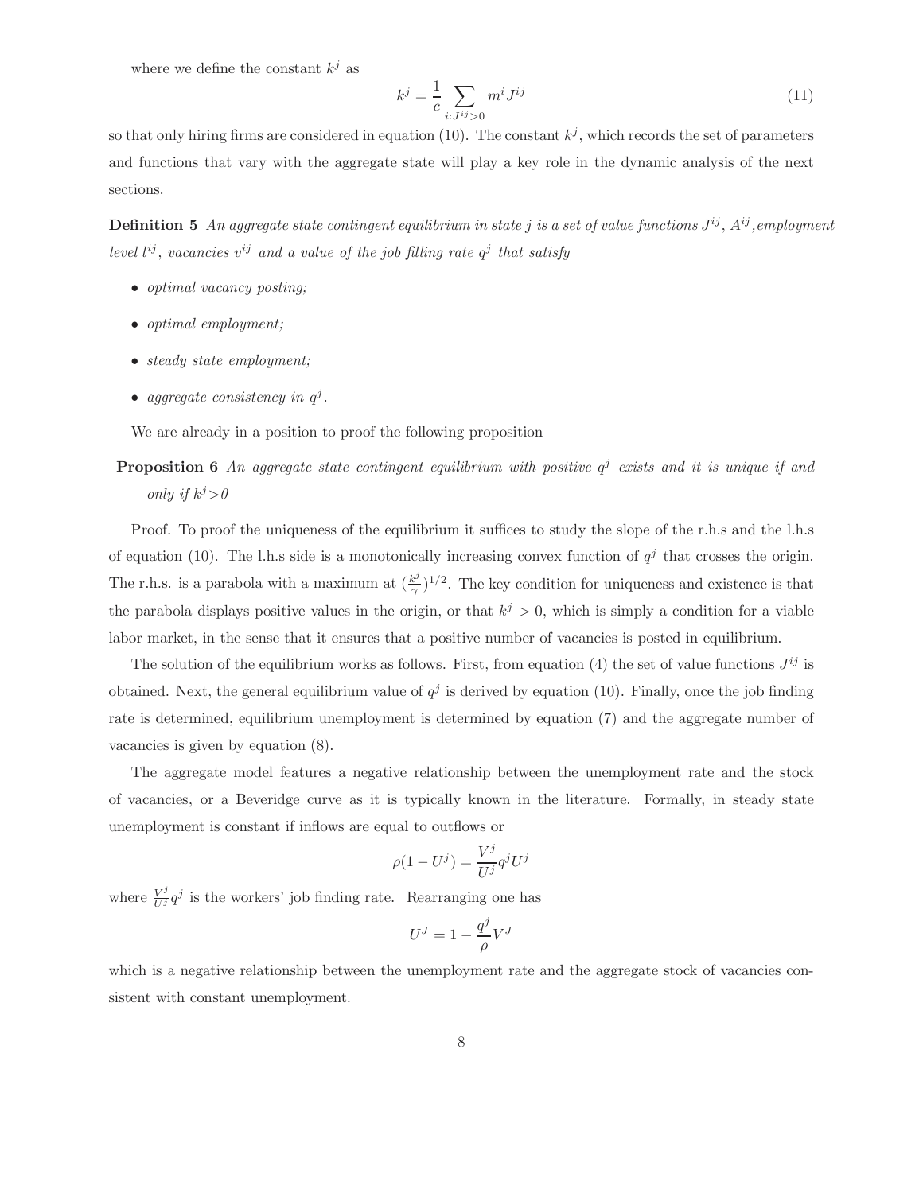where we define the constant $k^j$ as

$$k^j = \frac{1}{c} \sum_{i:J^{ij}>0} m^i J^{ij} \tag{11}$$

so that only hiring firms are considered in equation (10). The constant $k^j$, which records the set of parameters and functions that vary with the aggregate state will play a key role in the dynamic analysis of the next sections.

**Definition 5** *An aggregate state contingent equilibrium in state $j$ is a set of value functions $J^{ij}$, $A^{ij}$, employment level $l^{ij}$, vacancies $v^{ij}$ and a value of the job filling rate $q^j$ that satisfy*

- *optimal vacancy posting;*
- *optimal employment;*
- *steady state employment;*
- *aggregate consistency in $q^j$.*

We are already in a position to proof the following proposition

**Proposition 6** *An aggregate state contingent equilibrium with positive $q^j$ exists and it is unique if and only if $k^j$>0*

Proof. To proof the uniqueness of the equilibrium it suffices to study the slope of the r.h.s and the l.h.s of equation (10). The l.h.s side is a monotonically increasing convex function of $q^j$ that crosses the origin. The r.h.s. is a parabola with a maximum at $(\frac{k^j}{\gamma})^{1/2}$. The key condition for uniqueness and existence is that the parabola displays positive values in the origin, or that $k^j > 0$, which is simply a condition for a viable labor market, in the sense that it ensures that a positive number of vacancies is posted in equilibrium.

The solution of the equilibrium works as follows. First, from equation (4) the set of value functions $J^{ij}$ is obtained. Next, the general equilibrium value of $q^j$ is derived by equation (10). Finally, once the job finding rate is determined, equilibrium unemployment is determined by equation (7) and the aggregate number of vacancies is given by equation (8).

The aggregate model features a negative relationship between the unemployment rate and the stock of vacancies, or a Beveridge curve as it is typically known in the literature. Formally, in steady state unemployment is constant if inflows are equal to outflows or

$$\rho(1 - U^j) = \frac{V^j}{U^j} q^j U^j$$

where $\frac{V^j}{U^j} q^j$ is the workers' job finding rate. Rearranging one has

$$U^J = 1 - \frac{q^j}{\rho} V^J$$

which is a negative relationship between the unemployment rate and the aggregate stock of vacancies consistent with constant unemployment.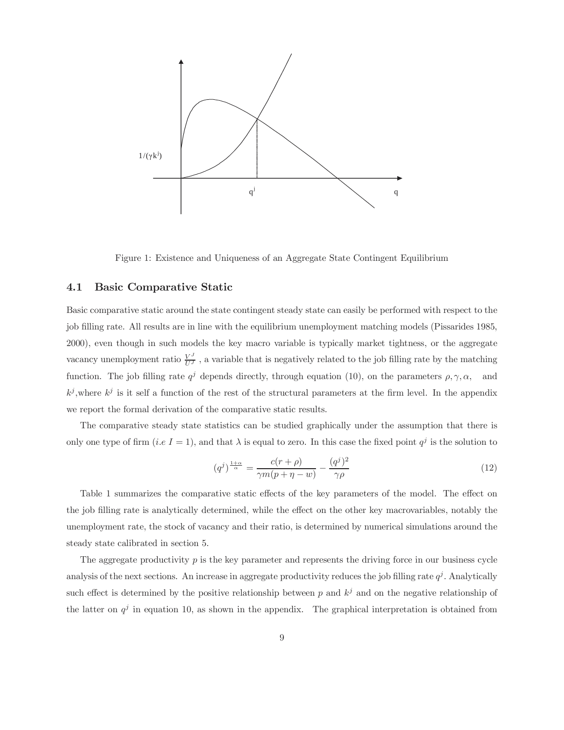Figure 1: Existence and Uniqueness of an Aggregate State Contingent Equilibrium

### 4.1 Basic Comparative Static

Basic comparative static around the state contingent steady state can easily be performed with respect to the job filling rate. All results are in line with the equilibrium unemployment matching models (Pissarides 1985, 2000), even though in such models the key macro variable is typically market tightness, or the aggregate vacancy unemployment ratio $\frac{V^J}{U^J}$ , a variable that is negatively related to the job filling rate by the matching function. The job filling rate $q^j$ depends directly, through equation (10), on the parameters $\rho, \gamma, \alpha,$ and $k^j$,where $k^j$ is it self a function of the rest of the structural parameters at the firm level. In the appendix we report the formal derivation of the comparative static results.

The comparative steady state statistics can be studied graphically under the assumption that there is only one type of firm (*i.e* $I = 1$), and that $\lambda$ is equal to zero. In this case the fixed point $q^j$ is the solution to

$$(q^j)^{\frac{1+\alpha}{\alpha}} = \frac{c(r+\rho)}{\gamma m(p+\eta-w)} - \frac{(q^j)^2}{\gamma\rho} \tag{12}$$

Table 1 summarizes the comparative static effects of the key parameters of the model. The effect on the job filling rate is analytically determined, while the effect on the other key macrovariables, notably the unemployment rate, the stock of vacancy and their ratio, is determined by numerical simulations around the steady state calibrated in section 5.

The aggregate productivity $p$ is the key parameter and represents the driving force in our business cycle analysis of the next sections. An increase in aggregate productivity reduces the job filling rate $q^j$. Analytically such effect is determined by the positive relationship between $p$ and $k^j$ and on the negative relationship of the latter on $q^j$ in equation 10, as shown in the appendix. The graphical interpretation is obtained from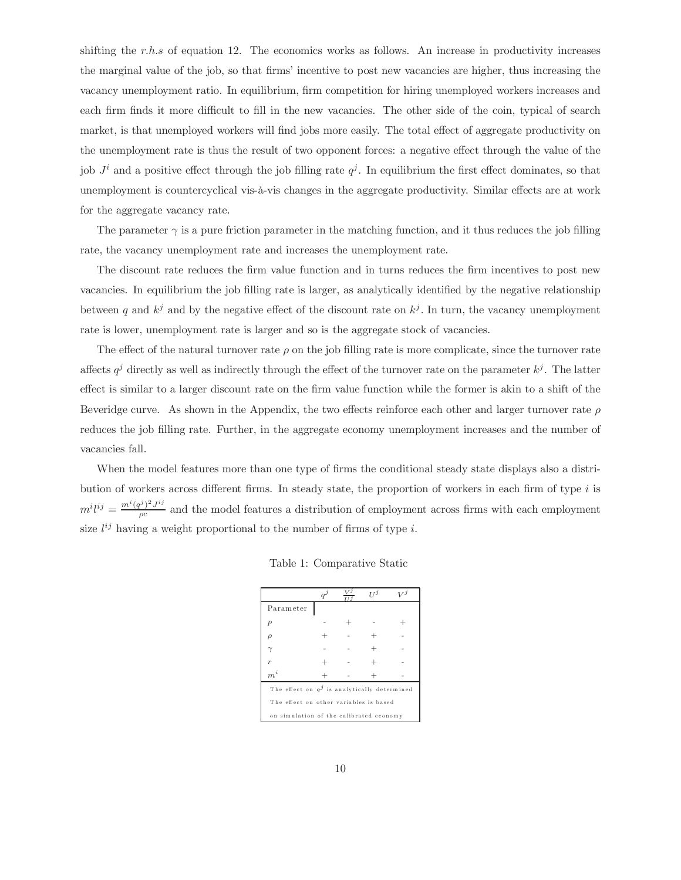shifting the *r.h.s* of equation 12. The economics works as follows. An increase in productivity increases the marginal value of the job, so that firms' incentive to post new vacancies are higher, thus increasing the vacancy unemployment ratio. In equilibrium, firm competition for hiring unemployed workers increases and each firm finds it more difficult to fill in the new vacancies. The other side of the coin, typical of search market, is that unemployed workers will find jobs more easily. The total effect of aggregate productivity on the unemployment rate is thus the result of two opponent forces: a negative effect through the value of the job $J^i$ and a positive effect through the job filling rate $q^j$. In equilibrium the first effect dominates, so that unemployment is countercyclical vis-à-vis changes in the aggregate productivity. Similar effects are at work for the aggregate vacancy rate.

The parameter $\gamma$ is a pure friction parameter in the matching function, and it thus reduces the job filling rate, the vacancy unemployment ratio and increases the unemployment rate.

The discount rate reduces the firm value function and in turns reduces the firm incentives to post new vacancies. In equilibrium the job filling rate is larger, as analytically identified by the negative relationship between $q$ and $k^j$ and by the negative effect of the discount rate on $k^j$. In turn, the vacancy unemployment rate is lower, unemployment rate is larger and so is the aggregate stock of vacancies.

The effect of the natural turnover rate $\rho$ on the job filling rate is more complicate, since the turnover rate affects $q^j$ directly as well as indirectly through the effect of the turnover rate on the parameter $k^j$. The latter effect is similar to a larger discount rate on the firm value function while the former is akin to a shift of the Beveridge curve. As shown in the Appendix, the two effects reinforce each other and larger turnover rate $\rho$ reduces the job filling rate. Further, in the aggregate economy unemployment increases and the number of vacancies fall.

When the model features more than one type of firms the conditional steady state displays also a distribution of workers across different firms. In steady state, the proportion of workers in each firm of type $i$ is $m^i l^{ij} = \frac{m^i (q^j)^2 J^{ij}}{\rho c}$ and the model features a distribution of employment across firms with each employment size $l^{ij}$ having a weight proportional to the number of firms of type $i$.

Table 1: Comparative Static

| Parameter | $q^j$ | $\frac{V^j}{U^j}$ | $U^j$ | $V^j$ |
|---|---|---|---|---|
| $p$ | - | + | - | + |
| $\rho$ | + | - | + | - |
| $\gamma$ | - | - | + | - |
| $r$ | + | - | + | - |
| $m^i$ | + | - | + | - |

The effect on $q^j$ is analytically determined
The effect on other variables is based
on simulation of the calibrated economy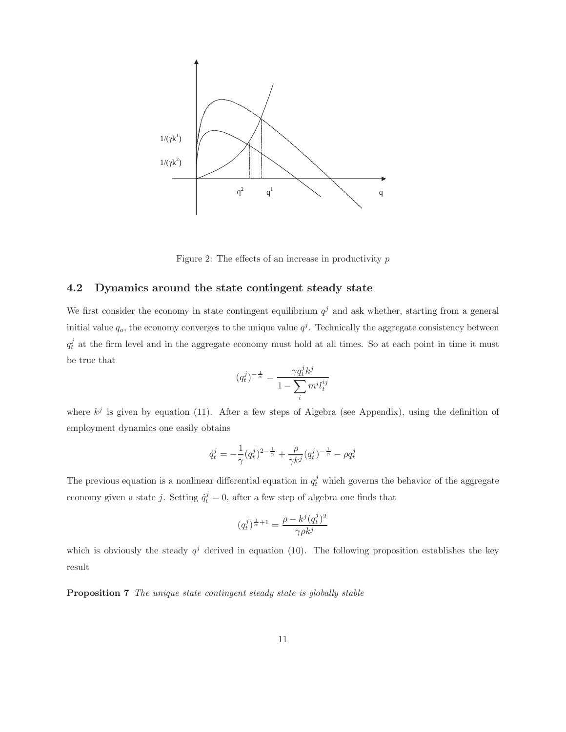Figure 2: The effects of an increase in productivity $p$

## 4.2 Dynamics around the state contingent steady state

We first consider the economy in state contingent equilibrium $q^j$ and ask whether, starting from a general initial value $q_o$, the economy converges to the unique value $q^j$. Technically the aggregate consistency between $q_t^j$ at the firm level and in the aggregate economy must hold at all times. So at each point in time it must be true that

$$(q_t^j)^{-\frac{1}{\alpha}} = \frac{\gamma q_t^j k^j}{1 - \sum_i m^i l_t^{ij}}$$

where $k^j$ is given by equation (11). After a few steps of Algebra (see Appendix), using the definition of employment dynamics one easily obtains

$$\dot{q}_t^j = -\frac{1}{\gamma}(q_t^j)^{2-\frac{1}{\alpha}} + \frac{\rho}{\gamma k^j}(q_t^j)^{-\frac{1}{\alpha}} - \rho q_t^j$$

The previous equation is a nonlinear differential equation in $q_t^j$ which governs the behavior of the aggregate economy given a state $j$. Setting $\dot{q}_t^j = 0$, after a few step of algebra one finds that

$$(q_t^j)^{\frac{1}{\alpha}+1} = \frac{\rho - k^j (q_t^j)^2}{\gamma \rho k^j}$$

which is obviously the steady $q^j$ derived in equation (10). The following proposition establishes the key result

**Proposition 7** *The unique state contingent steady state is globally stable*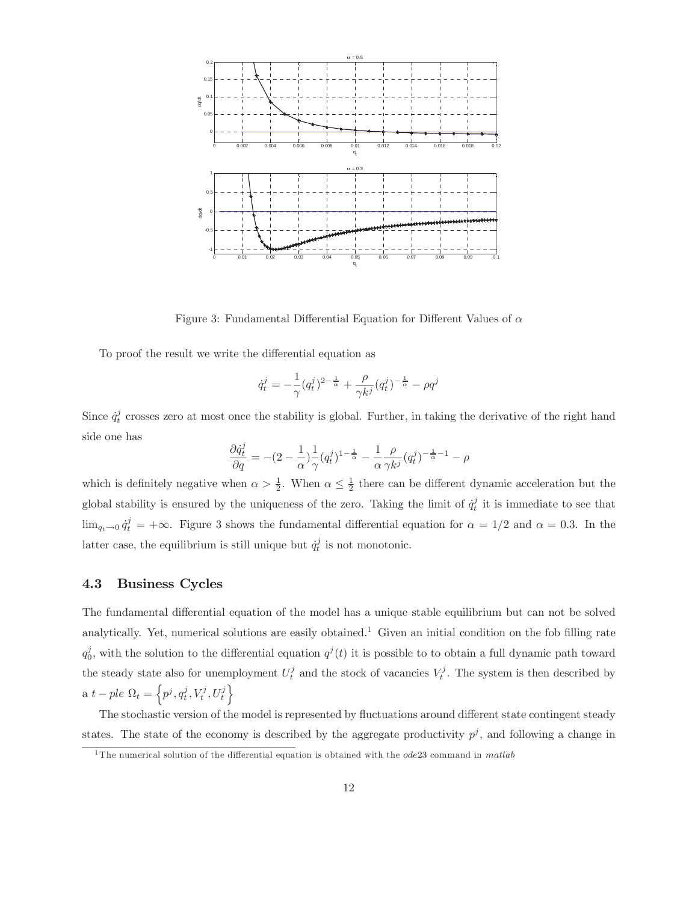Figure 3: Fundamental Differential Equation for Different Values of $\alpha$

To proof the result we write the differential equation as

$$\dot{q}_t^j = -\frac{1}{\gamma}(q_t^j)^{2-\frac{1}{\alpha}} + \frac{\rho}{\gamma k^j}(q_t^j)^{-\frac{1}{\alpha}} - \rho q^j$$

Since $\dot{q}_t^j$ crosses zero at most once the stability is global. Further, in taking the derivative of the right hand side one has

$$\frac{\partial \dot{q}_t^j}{\partial q} = -(2-\frac{1}{\alpha})\frac{1}{\gamma}(q_t^j)^{1-\frac{1}{\alpha}} - \frac{1}{\alpha}\frac{\rho}{\gamma k^j}(q_t^j)^{-\frac{1}{\alpha}-1} - \rho$$

which is definitely negative when $\alpha > \frac{1}{2}$. When $\alpha \leq \frac{1}{2}$ there can be different dynamic acceleration but the global stability is ensured by the uniqueness of the zero. Taking the limit of $\dot{q}_t^j$ it is immediate to see that $\lim_{q_t \to 0} \dot{q}_t^j = +\infty$. Figure 3 shows the fundamental differential equation for $\alpha = 1/2$ and $\alpha = 0.3$. In the latter case, the equilibrium is still unique but $\dot{q}_t^j$ is not monotonic.

### 4.3 Business Cycles

The fundamental differential equation of the model has a unique stable equilibrium but can not be solved analytically. Yet, numerical solutions are easily obtained.[1] Given an initial condition on the fob filling rate $q_0^j$, with the solution to the differential equation $q^j(t)$ it is possible to to obtain a full dynamic path toward the steady state also for unemployment $U_t^j$ and the stock of vacancies $V_t^j$. The system is then described by a $t-ple$ $\Omega_t = \left\{p^j, q_t^j, V_t^j, U_t^j\right\}$

The stochastic version of the model is represented by fluctuations around different state contingent steady states. The state of the economy is described by the aggregate productivity $p^j$, and following a change in

[1] The numerical solution of the differential equation is obtained with the *ode*23 command in *matlab*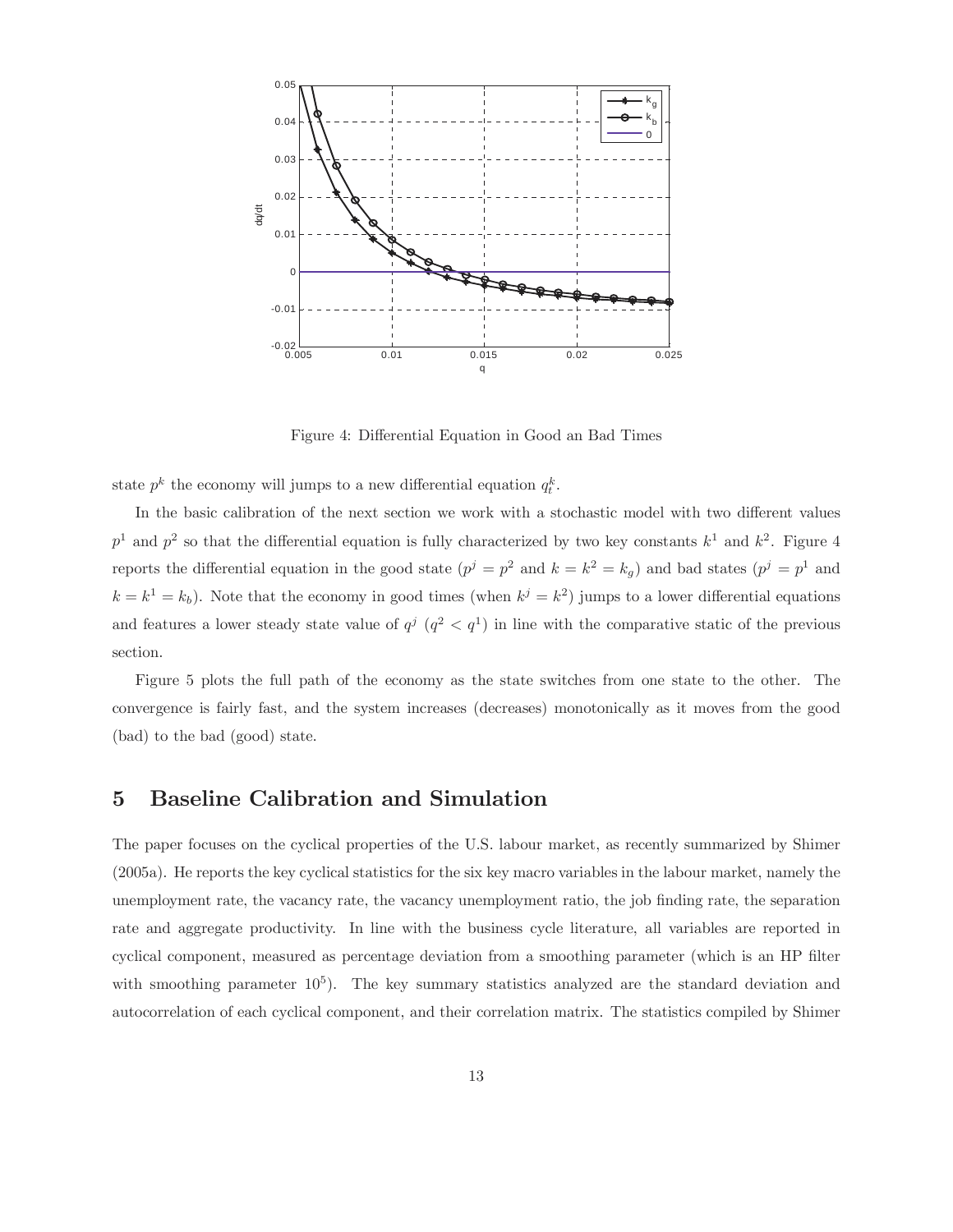Figure 4: Differential Equation in Good an Bad Times

state $p^k$ the economy will jumps to a new differential equation $q_t^k$.

In the basic calibration of the next section we work with a stochastic model with two different values $p^1$ and $p^2$ so that the differential equation is fully characterized by two key constants $k^1$ and $k^2$. Figure 4 reports the differential equation in the good state ($p^j = p^2$ and $k = k^2 = k_g$) and bad states ($p^j = p^1$ and $k = k^1 = k_b$). Note that the economy in good times (when $k^j = k^2$) jumps to a lower differential equations and features a lower steady state value of $q^j$ ($q^2 < q^1$) in line with the comparative static of the previous section.

Figure 5 plots the full path of the economy as the state switches from one state to the other. The convergence is fairly fast, and the system increases (decreases) monotonically as it moves from the good (bad) to the bad (good) state.

# 5 Baseline Calibration and Simulation

The paper focuses on the cyclical properties of the U.S. labour market, as recently summarized by Shimer (2005a). He reports the key cyclical statistics for the six key macro variables in the labour market, namely the unemployment rate, the vacancy rate, the vacancy unemployment ratio, the job finding rate, the separation rate and aggregate productivity. In line with the business cycle literature, all variables are reported in cyclical component, measured as percentage deviation from a smoothing parameter (which is an HP filter with smoothing parameter $10^5$). The key summary statistics analyzed are the standard deviation and autocorrelation of each cyclical component, and their correlation matrix. The statistics compiled by Shimer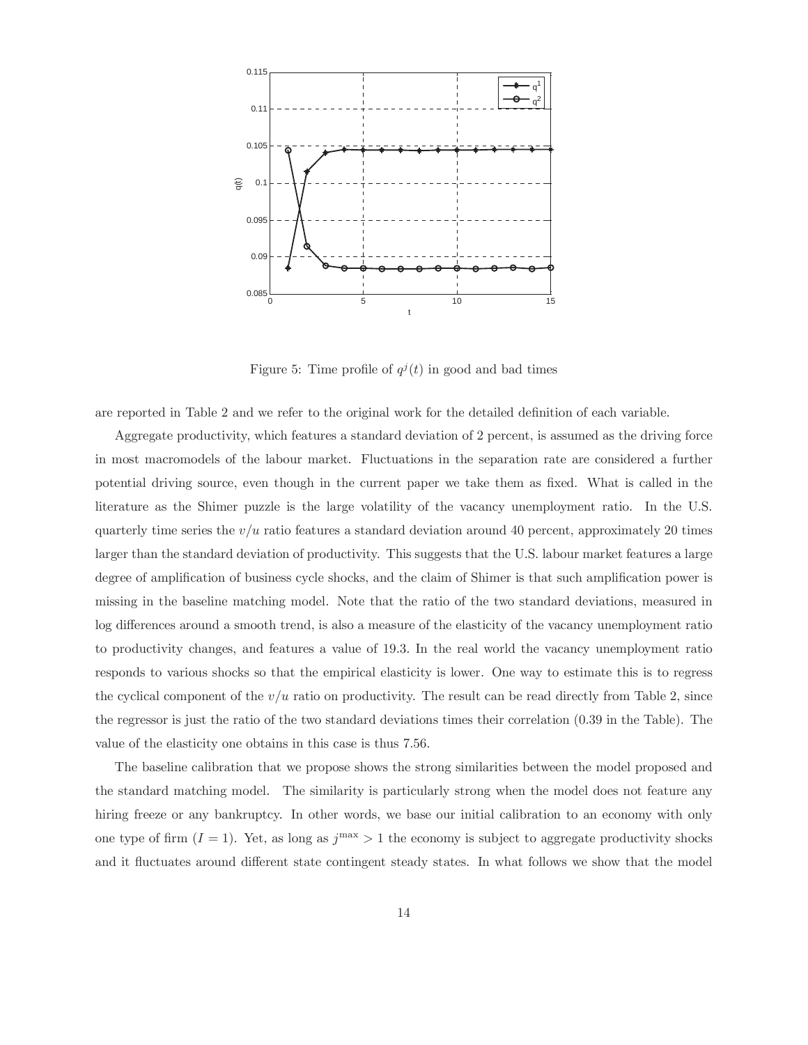Figure 5: Time profile of $q^j(t)$ in good and bad times

are reported in Table 2 and we refer to the original work for the detailed definition of each variable.

Aggregate productivity, which features a standard deviation of 2 percent, is assumed as the driving force in most macromodels of the labour market. Fluctuations in the separation rate are considered a further potential driving source, even though in the current paper we take them as fixed. What is called in the literature as the Shimer puzzle is the large volatility of the vacancy unemployment ratio. In the U.S. quarterly time series the $v/u$ ratio features a standard deviation around 40 percent, approximately 20 times larger than the standard deviation of productivity. This suggests that the U.S. labour market features a large degree of amplification of business cycle shocks, and the claim of Shimer is that such amplification power is missing in the baseline matching model. Note that the ratio of the two standard deviations, measured in log differences around a smooth trend, is also a measure of the elasticity of the vacancy unemployment ratio to productivity changes, and features a value of 19.3. In the real world the vacancy unemployment ratio responds to various shocks so that the empirical elasticity is lower. One way to estimate this is to regress the cyclical component of the $v/u$ ratio on productivity. The result can be read directly from Table 2, since the regressor is just the ratio of the two standard deviations times their correlation (0.39 in the Table). The value of the elasticity one obtains in this case is thus 7.56.

The baseline calibration that we propose shows the strong similarities between the model proposed and the standard matching model. The similarity is particularly strong when the model does not feature any hiring freeze or any bankruptcy. In other words, we base our initial calibration to an economy with only one type of firm ($I = 1$). Yet, as long as $j^{\max} > 1$ the economy is subject to aggregate productivity shocks and it fluctuates around different state contingent steady states. In what follows we show that the model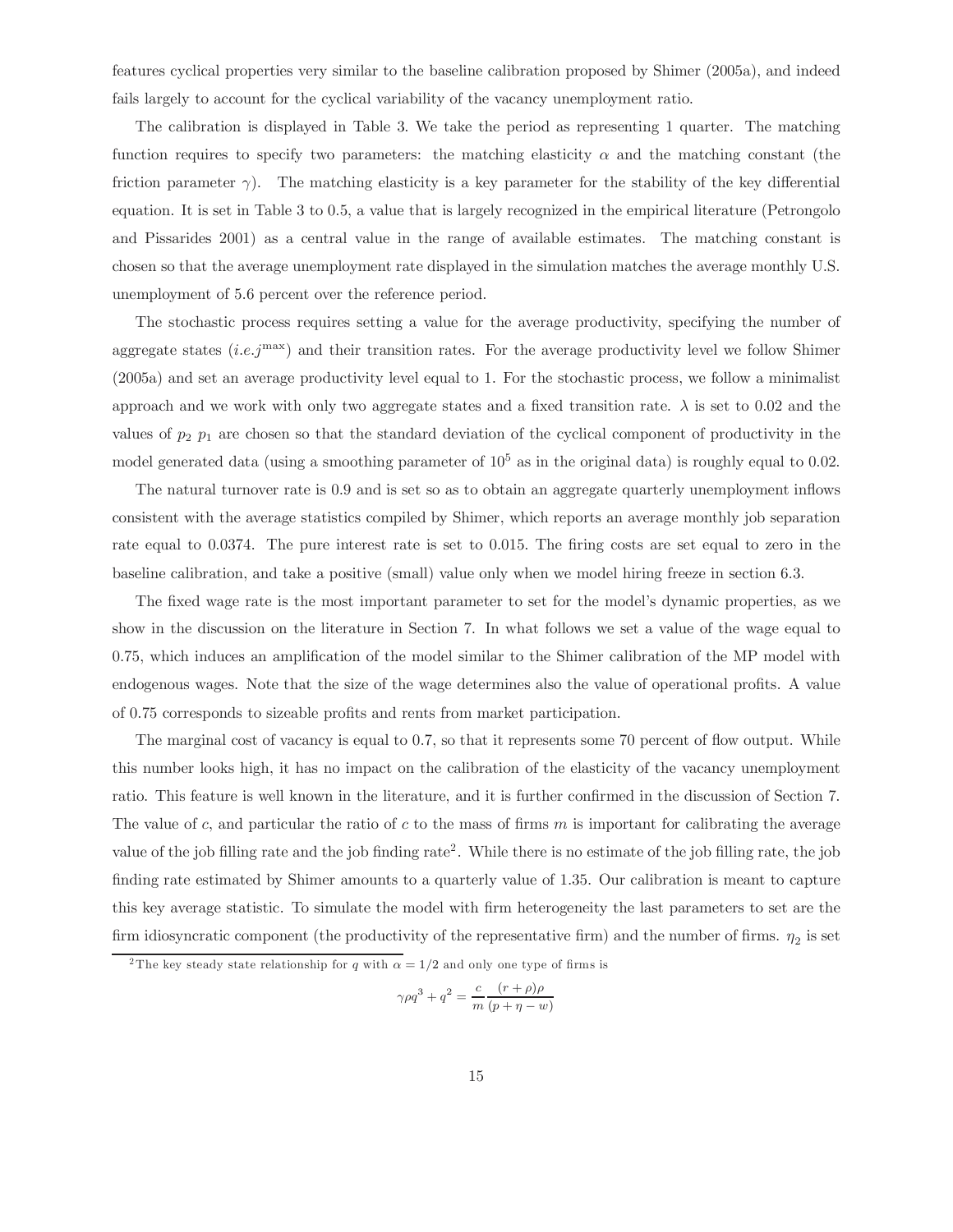features cyclical properties very similar to the baseline calibration proposed by Shimer (2005a), and indeed fails largely to account for the cyclical variability of the vacancy unemployment ratio.

The calibration is displayed in Table 3. We take the period as representing 1 quarter. The matching function requires to specify two parameters: the matching elasticity $\alpha$ and the matching constant (the friction parameter $\gamma$). The matching elasticity is a key parameter for the stability of the key differential equation. It is set in Table 3 to 0.5, a value that is largely recognized in the empirical literature (Petrongolo and Pissarides 2001) as a central value in the range of available estimates. The matching constant is chosen so that the average unemployment rate displayed in the simulation matches the average monthly U.S. unemployment of 5.6 percent over the reference period.

The stochastic process requires setting a value for the average productivity, specifying the number of aggregate states (*i.e.*$j^{\max}$) and their transition rates. For the average productivity level we follow Shimer (2005a) and set an average productivity level equal to 1. For the stochastic process, we follow a minimalist approach and we work with only two aggregate states and a fixed transition rate. $\lambda$ is set to 0.02 and the values of $p_2$ $p_1$ are chosen so that the standard deviation of the cyclical component of productivity in the model generated data (using a smoothing parameter of $10^5$ as in the original data) is roughly equal to 0.02.

The natural turnover rate is 0.9 and is set so as to obtain an aggregate quarterly unemployment inflows consistent with the average statistics compiled by Shimer, which reports an average monthly job separation rate equal to 0.0374. The pure interest rate is set to 0.015. The firing costs are set equal to zero in the baseline calibration, and take a positive (small) value only when we model hiring freeze in section 6.3.

The fixed wage rate is the most important parameter to set for the model's dynamic properties, as we show in the discussion on the literature in Section 7. In what follows we set a value of the wage equal to 0.75, which induces an amplification of the model similar to the Shimer calibration of the MP model with endogenous wages. Note that the size of the wage determines also the value of operational profits. A value of 0.75 corresponds to sizeable profits and rents from market participation.

The marginal cost of vacancy is equal to 0.7, so that it represents some 70 percent of flow output. While this number looks high, it has no impact on the calibration of the elasticity of the vacancy unemployment ratio. This feature is well known in the literature, and it is further confirmed in the discussion of Section 7. The value of $c$, and particular the ratio of $c$ to the mass of firms $m$ is important for calibrating the average value of the job filling rate and the job finding rate[2]. While there is no estimate of the job filling rate, the job finding rate estimated by Shimer amounts to a quarterly value of 1.35. Our calibration is meant to capture this key average statistic. To simulate the model with firm heterogeneity the last parameters to set are the firm idiosyncratic component (the productivity of the representative firm) and the number of firms. $\eta_2$ is set

[2] The key steady state relationship for $q$ with $\alpha = 1/2$ and only one type of firms is

$$\gamma \rho q^3 + q^2 = \frac{c}{m} \frac{(r+\rho)\rho}{(p+\eta-w)}$$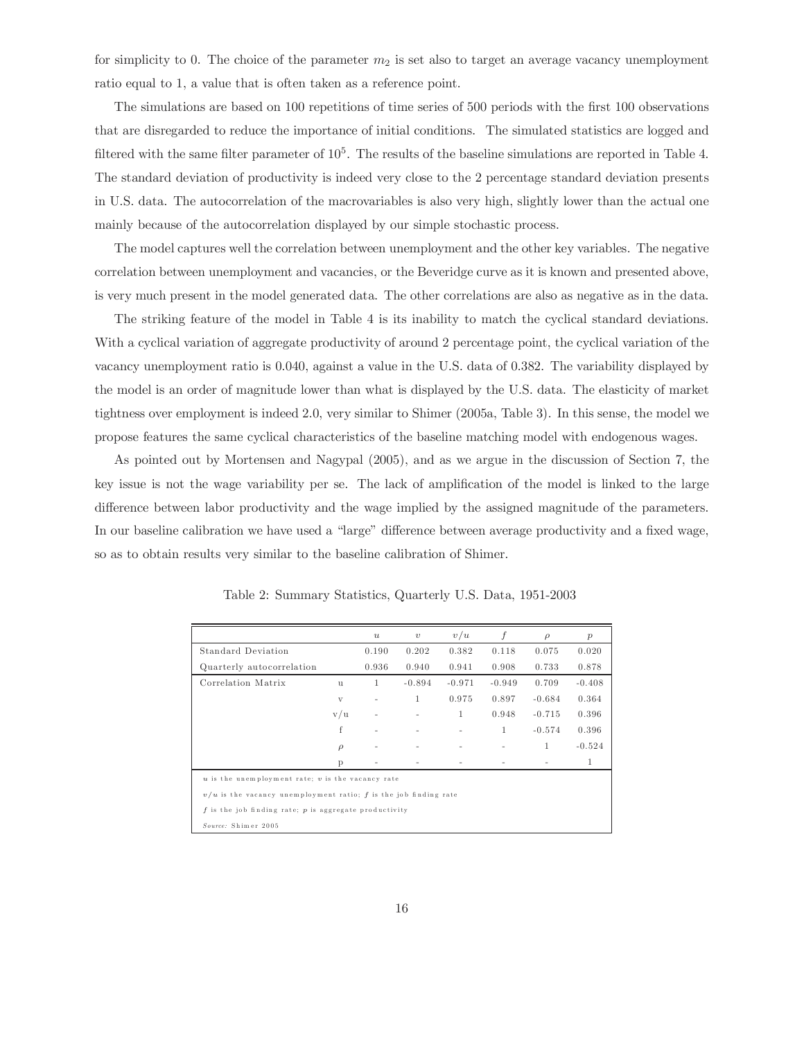for simplicity to 0. The choice of the parameter $m_2$ is set also to target an average vacancy unemployment ratio equal to 1, a value that is often taken as a reference point.

The simulations are based on 100 repetitions of time series of 500 periods with the first 100 observations that are disregarded to reduce the importance of initial conditions. The simulated statistics are logged and filtered with the same filter parameter of $10^5$. The results of the baseline simulations are reported in Table 4. The standard deviation of productivity is indeed very close to the 2 percentage standard deviation presents in U.S. data. The autocorrelation of the macrovariables is also very high, slightly lower than the actual one mainly because of the autocorrelation displayed by our simple stochastic process.

The model captures well the correlation between unemployment and the other key variables. The negative correlation between unemployment and vacancies, or the Beveridge curve as it is known and presented above, is very much present in the model generated data. The other correlations are also as negative as in the data.

The striking feature of the model in Table 4 is its inability to match the cyclical standard deviations. With a cyclical variation of aggregate productivity of around 2 percentage point, the cyclical variation of the vacancy unemployment ratio is 0.040, against a value in the U.S. data of 0.382. The variability displayed by the model is an order of magnitude lower than what is displayed by the U.S. data. The elasticity of market tightness over employment is indeed 2.0, very similar to Shimer (2005a, Table 3). In this sense, the model we propose features the same cyclical characteristics of the baseline matching model with endogenous wages.

As pointed out by Mortensen and Nagypal (2005), and as we argue in the discussion of Section 7, the key issue is not the wage variability per se. The lack of amplification of the model is linked to the large difference between labor productivity and the wage implied by the assigned magnitude of the parameters. In our baseline calibration we have used a "large" difference between average productivity and a fixed wage, so as to obtain results very similar to the baseline calibration of Shimer.

Table 2: Summary Statistics, Quarterly U.S. Data, 1951-2003

| | | $u$ | $v$ | $v/u$ | $f$ | $\rho$ | $p$ |
|---|---|---|---|---|---|---|---|
| Standard Deviation | | 0.190 | 0.202 | 0.382 | 0.118 | 0.075 | 0.020 |
| Quarterly autocorrelation | | 0.936 | 0.940 | 0.941 | 0.908 | 0.733 | 0.878 |
| Correlation Matrix | u | 1 | -0.894 | -0.971 | -0.949 | 0.709 | -0.408 |
| | v | - | 1 | 0.975 | 0.897 | -0.684 | 0.364 |
| | v/u | - | - | 1 | 0.948 | -0.715 | 0.396 |
| | f | - | - | - | 1 | -0.574 | 0.396 |
| | $\rho$ | - | - | - | - | 1 | -0.524 |
| | p | - | - | - | - | - | 1 |

$u$ is the unemployment rate; $v$ is the vacancy rate

$v/u$ is the vacancy unemployment ratio; $f$ is the job finding rate

$f$ is the job finding rate; $p$ is aggregate productivity

*Source:* Shimer 2005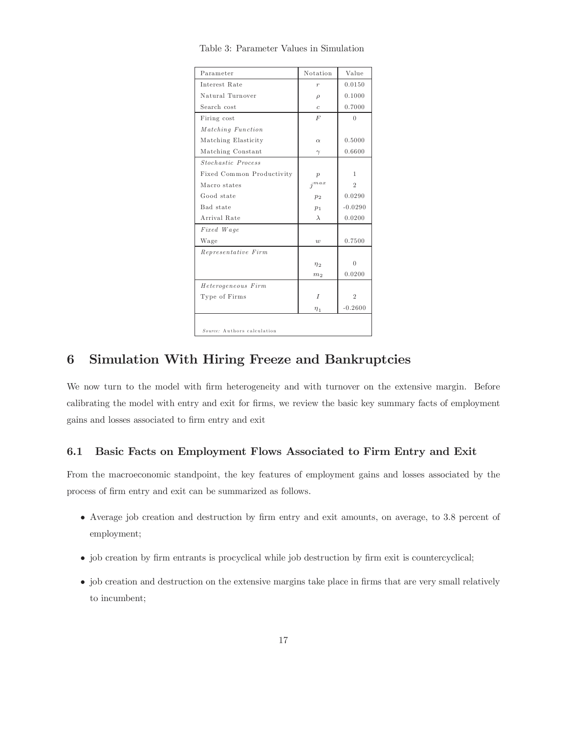Table 3: Parameter Values in Simulation

| Parameter | Notation | Value |
|---|---|---|
| Interest Rate | $r$ | 0.0150 |
| Natural Turnover | $\rho$ | 0.1000 |
| Search cost | $c$ | 0.7000 |
| Firing cost | $F$ | 0 |
| *Matching Function* | | |
| Matching Elasticity | $\alpha$ | 0.5000 |
| Matching Constant | $\gamma$ | 0.6600 |
| *Stochastic Process* | | |
| Fixed Common Productivity | $p$ | 1 |
| Macro states | $j^{max}$ | 2 |
| Good state | $p_2$ | 0.0290 |
| Bad state | $p_1$ | -0.0290 |
| Arrival Rate | $\lambda$ | 0.0200 |
| *Fixed Wage* | | |
| Wage | $w$ | 0.7500 |
| *Representative Firm* | | |
| | $\eta_2$ | 0 |
| | $m_2$ | 0.0200 |
| *Heterogeneous Firm* | | |
| Type of Firms | $I$ | 2 |
| | $\eta_1$ | -0.2600 |

*Source:* Authors calculation

## 6 Simulation With Hiring Freeze and Bankruptcies

We now turn to the model with firm heterogeneity and with turnover on the extensive margin. Before calibrating the model with entry and exit for firms, we review the basic key summary facts of employment gains and losses associated to firm entry and exit

### 6.1 Basic Facts on Employment Flows Associated to Firm Entry and Exit

From the macroeconomic standpoint, the key features of employment gains and losses associated by the process of firm entry and exit can be summarized as follows.

- Average job creation and destruction by firm entry and exit amounts, on average, to 3.8 percent of employment;
- job creation by firm entrants is procyclical while job destruction by firm exit is countercyclical;
- job creation and destruction on the extensive margins take place in firms that are very small relatively to incumbent;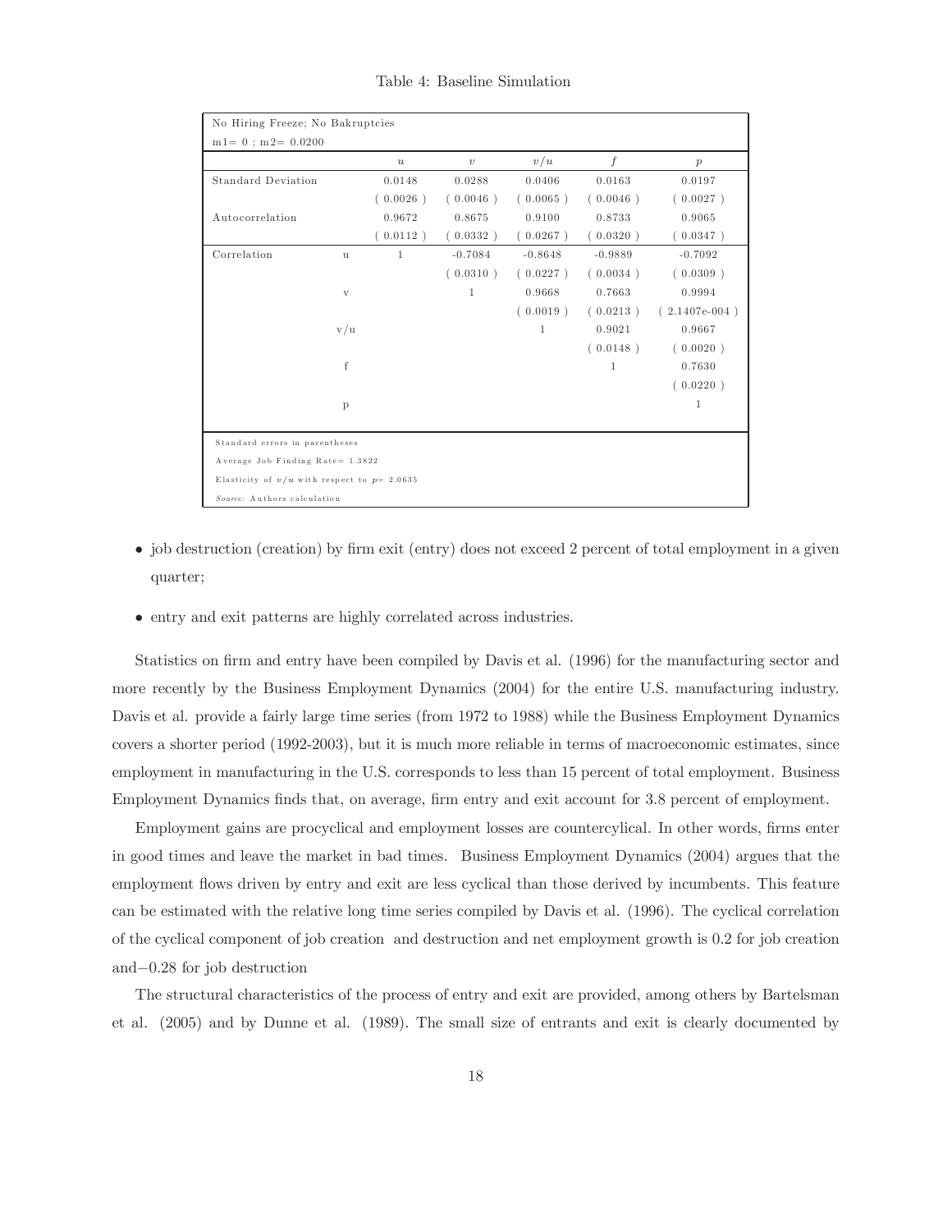Table 4: Baseline Simulation

| No Hiring Freeze; No Bakruptcies m1= 0 ; m2= 0.0200 | | $u$ | $v$ | $v/u$ | $f$ | $p$ |
|---|---|---|---|---|---|---|
| Standard Deviation | | 0.0148 | 0.0288 | 0.0406 | 0.0163 | 0.0197 |
| | | ( 0.0026 ) | ( 0.0046 ) | ( 0.0065 ) | ( 0.0046 ) | ( 0.0027 ) |
| Autocorrelation | | 0.9672 | 0.8675 | 0.9100 | 0.8733 | 0.9065 |
| | | ( 0.0112 ) | ( 0.0332 ) | ( 0.0267 ) | ( 0.0320 ) | ( 0.0347 ) |
| Correlation | u | 1 | -0.7084 | -0.8648 | -0.9889 | -0.7092 |
| | | | ( 0.0310 ) | ( 0.0227 ) | ( 0.0034 ) | ( 0.0309 ) |
| | v | | 1 | 0.9668 | 0.7663 | 0.9994 |
| | | | | ( 0.0019 ) | ( 0.0213 ) | ( 2.1407e-004 ) |
| | v/u | | | 1 | 0.9021 | 0.9667 |
| | | | | | ( 0.0148 ) | ( 0.0020 ) |
| | f | | | | 1 | 0.7630 |
| | | | | | | ( 0.0220 ) |
| | p | | | | | 1 |

Standard errors in parentheses

Average Job Finding Rate= 1.3822

Elasticity of $v/u$ with respect to $p$= 2.0635

*Source:* Authors calculation

- job destruction (creation) by firm exit (entry) does not exceed 2 percent of total employment in a given quarter;
- entry and exit patterns are highly correlated across industries.

Statistics on firm and entry have been compiled by Davis et al. (1996) for the manufacturing sector and more recently by the Business Employment Dynamics (2004) for the entire U.S. manufacturing industry. Davis et al. provide a fairly large time series (from 1972 to 1988) while the Business Employment Dynamics covers a shorter period (1992-2003), but it is much more reliable in terms of macroeconomic estimates, since employment in manufacturing in the U.S. corresponds to less than 15 percent of total employment. Business Employment Dynamics finds that, on average, firm entry and exit account for 3.8 percent of employment.

Employment gains are procyclical and employment losses are countercylical. In other words, firms enter in good times and leave the market in bad times. Business Employment Dynamics (2004) argues that the employment flows driven by entry and exit are less cyclical than those derived by incumbents. This feature can be estimated with the relative long time series compiled by Davis et al. (1996). The cyclical correlation of the cyclical component of job creation and destruction and net employment growth is 0.2 for job creation and$-0.28$ for job destruction

The structural characteristics of the process of entry and exit are provided, among others by Bartelsman et al. (2005) and by Dunne et al. (1989). The small size of entrants and exit is clearly documented by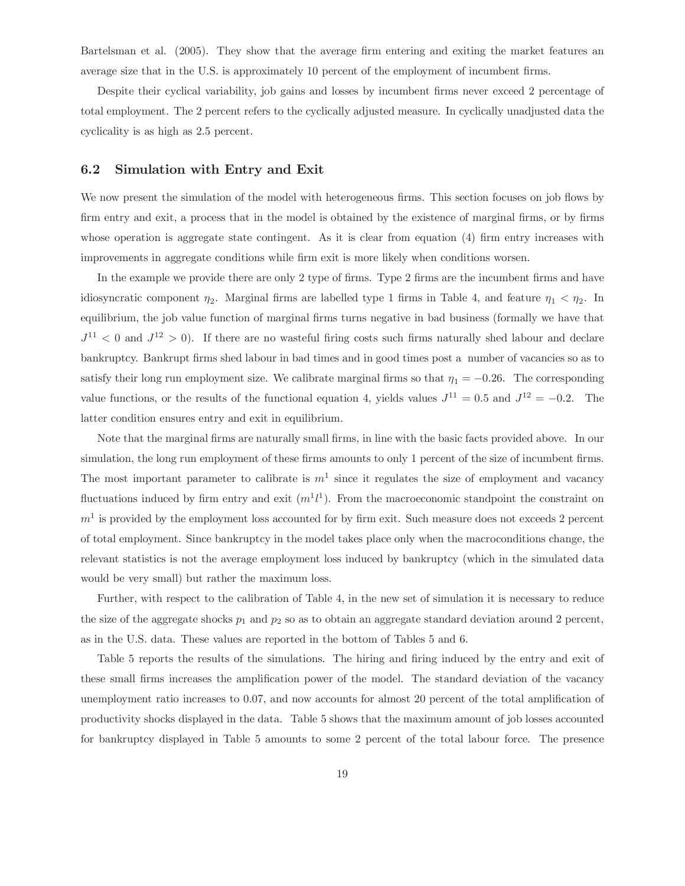Bartelsman et al. (2005). They show that the average firm entering and exiting the market features an average size that in the U.S. is approximately 10 percent of the employment of incumbent firms.

Despite their cyclical variability, job gains and losses by incumbent firms never exceed 2 percentage of total employment. The 2 percent refers to the cyclically adjusted measure. In cyclically unadjusted data the cyclicality is as high as 2.5 percent.

### 6.2 Simulation with Entry and Exit

We now present the simulation of the model with heterogeneous firms. This section focuses on job flows by firm entry and exit, a process that in the model is obtained by the existence of marginal firms, or by firms whose operation is aggregate state contingent. As it is clear from equation (4) firm entry increases with improvements in aggregate conditions while firm exit is more likely when conditions worsen.

In the example we provide there are only 2 type of firms. Type 2 firms are the incumbent firms and have idiosyncratic component $\eta_2$. Marginal firms are labelled type 1 firms in Table 4, and feature $\eta_1 < \eta_2$. In equilibrium, the job value function of marginal firms turns negative in bad business (formally we have that $J^{11} < 0$ and $J^{12} > 0$). If there are no wasteful firing costs such firms naturally shed labour and declare bankruptcy. Bankrupt firms shed labour in bad times and in good times post a number of vacancies so as to satisfy their long run employment size. We calibrate marginal firms so that $\eta_1 = -0.26$. The corresponding value functions, or the results of the functional equation 4, yields values $J^{11} = 0.5$ and $J^{12} = -0.2$. The latter condition ensures entry and exit in equilibrium.

Note that the marginal firms are naturally small firms, in line with the basic facts provided above. In our simulation, the long run employment of these firms amounts to only 1 percent of the size of incumbent firms. The most important parameter to calibrate is $m^1$ since it regulates the size of employment and vacancy fluctuations induced by firm entry and exit ($m^1 l^1$). From the macroeconomic standpoint the constraint on $m^1$ is provided by the employment loss accounted for by firm exit. Such measure does not exceeds 2 percent of total employment. Since bankruptcy in the model takes place only when the macroconditions change, the relevant statistics is not the average employment loss induced by bankruptcy (which in the simulated data would be very small) but rather the maximum loss.

Further, with respect to the calibration of Table 4, in the new set of simulation it is necessary to reduce the size of the aggregate shocks $p_1$ and $p_2$ so as to obtain an aggregate standard deviation around 2 percent, as in the U.S. data. These values are reported in the bottom of Tables 5 and 6.

Table 5 reports the results of the simulations. The hiring and firing induced by the entry and exit of these small firms increases the amplification power of the model. The standard deviation of the vacancy unemployment ratio increases to 0.07, and now accounts for almost 20 percent of the total amplification of productivity shocks displayed in the data. Table 5 shows that the maximum amount of job losses accounted for bankruptcy displayed in Table 5 amounts to some 2 percent of the total labour force. The presence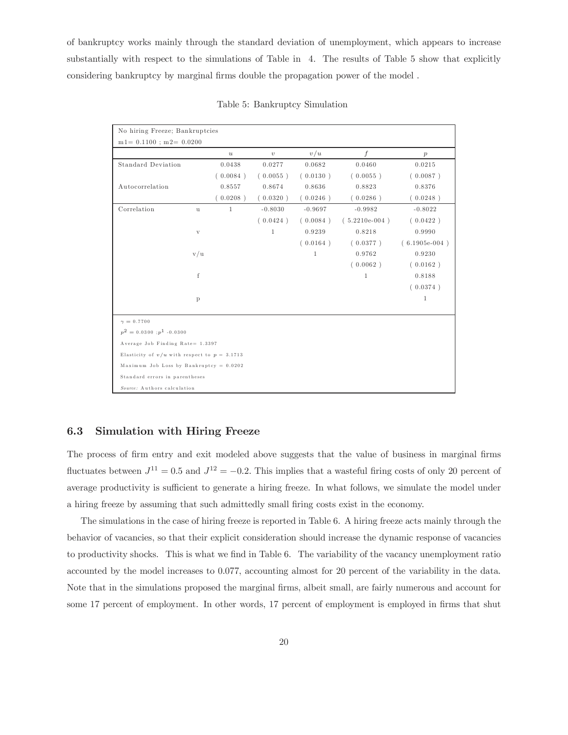of bankruptcy works mainly through the standard deviation of unemployment, which appears to increase substantially with respect to the simulations of Table in 4. The results of Table 5 show that explicitly considering bankruptcy by marginal firms double the propagation power of the model .

Table 5: Bankruptcy Simulation

| No hiring Freeze; Bankruptcies m1= 0.1100 ; m2= 0.0200 | | | | | | |
|---|---|---|---|---|---|---|
| | | $u$ | $v$ | $v/u$ | $f$ | $p$ |
| Standard Deviation | | 0.0438 | 0.0277 | 0.0682 | 0.0460 | 0.0215 |
| | | ( 0.0084 ) | ( 0.0055 ) | ( 0.0130 ) | ( 0.0055 ) | ( 0.0087 ) |
| Autocorrelation | | 0.8557 | 0.8674 | 0.8636 | 0.8823 | 0.8376 |
| | | ( 0.0208 ) | ( 0.0320 ) | ( 0.0246 ) | ( 0.0286 ) | ( 0.0248 ) |
| Correlation | u | 1 | -0.8030 | -0.9697 | -0.9982 | -0.8022 |
| | | | ( 0.0424 ) | ( 0.0084 ) | ( 5.2210e-004 ) | ( 0.0422 ) |
| | v | | 1 | 0.9239 | 0.8218 | 0.9990 |
| | | | | ( 0.0164 ) | ( 0.0377 ) | ( 6.1905e-004 ) |
| | v/u | | | 1 | 0.9762 | 0.9230 |
| | | | | | ( 0.0062 ) | ( 0.0162 ) |
| | f | | | | 1 | 0.8188 |
| | | | | | | ( 0.0374 ) |
| | p | | | | | 1 |

$\gamma = 0.7700$

$p^2 = 0.0300$ ; $p^1$ -0.0300

Average Job Finding Rate= 1.3397

Elasticity of $v/u$ with respect to $p$ = 3.1713

Maximum Job Loss by Bankruptcy = 0.0202

Standard errors in parentheses

*Source:* Authors calculation

### 6.3 Simulation with Hiring Freeze

The process of firm entry and exit modeled above suggests that the value of business in marginal firms fluctuates between $J^{11} = 0.5$ and $J^{12} = -0.2$. This implies that a wasteful firing costs of only 20 percent of average productivity is sufficient to generate a hiring freeze. In what follows, we simulate the model under a hiring freeze by assuming that such admittedly small firing costs exist in the economy.

The simulations in the case of hiring freeze is reported in Table 6. A hiring freeze acts mainly through the behavior of vacancies, so that their explicit consideration should increase the dynamic response of vacancies to productivity shocks. This is what we find in Table 6. The variability of the vacancy unemployment ratio accounted by the model increases to 0.077, accounting almost for 20 percent of the variability in the data. Note that in the simulations proposed the marginal firms, albeit small, are fairly numerous and account for some 17 percent of employment. In other words, 17 percent of employment is employed in firms that shut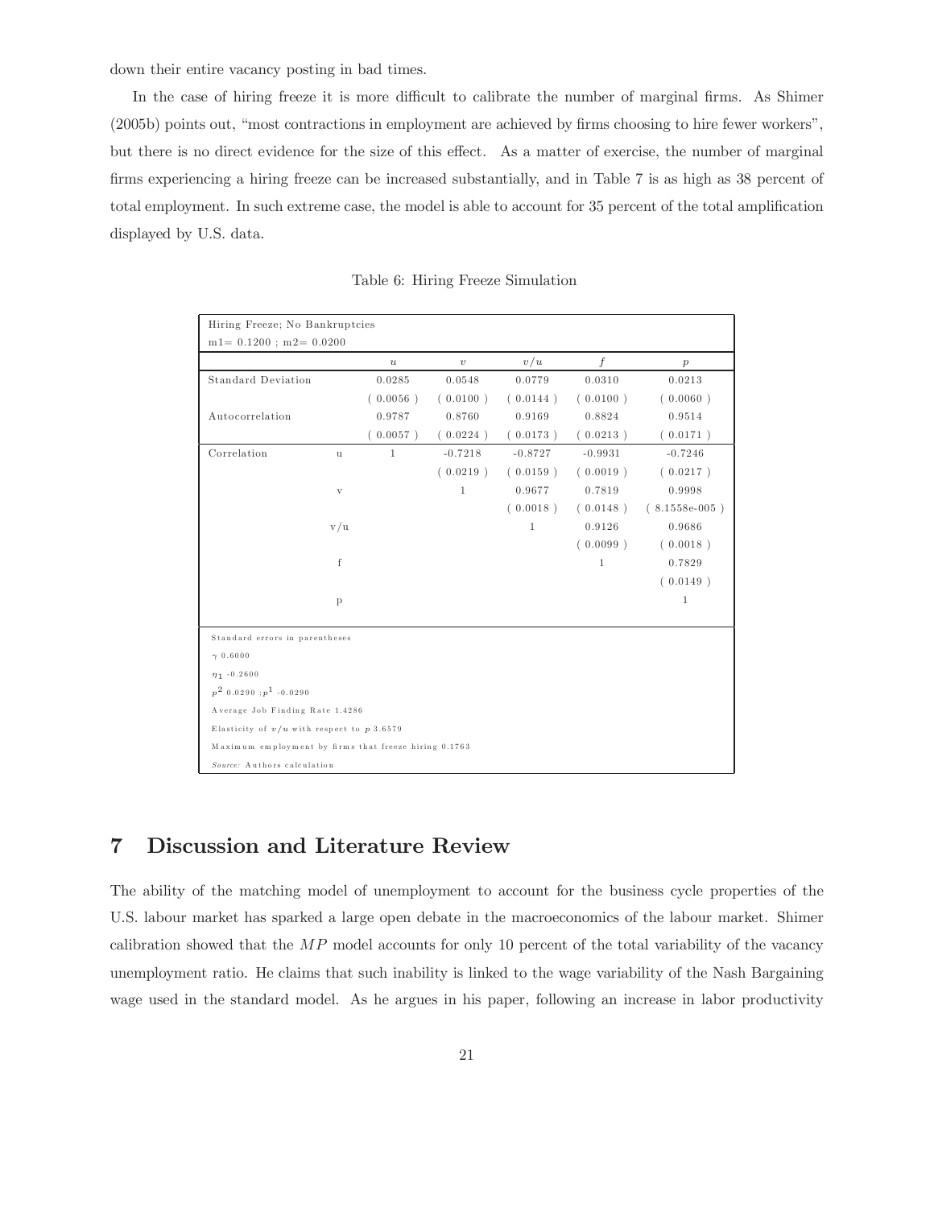down their entire vacancy posting in bad times.

In the case of hiring freeze it is more difficult to calibrate the number of marginal firms. As Shimer (2005b) points out, "most contractions in employment are achieved by firms choosing to hire fewer workers", but there is no direct evidence for the size of this effect. As a matter of exercise, the number of marginal firms experiencing a hiring freeze can be increased substantially, and in Table 7 is as high as 38 percent of total employment. In such extreme case, the model is able to account for 35 percent of the total amplification displayed by U.S. data.

Table 6: Hiring Freeze Simulation

| Hiring Freeze; No Bankruptcies<br>m1= 0.1200 ; m2= 0.0200 | | | | | | |
|---|---|---|---|---|---|---|
| | | $u$ | $v$ | $v/u$ | $f$ | $p$ |
| Standard Deviation | | 0.0285 | 0.0548 | 0.0779 | 0.0310 | 0.0213 |
| | | ( 0.0056 ) | ( 0.0100 ) | ( 0.0144 ) | ( 0.0100 ) | ( 0.0060 ) |
| Autocorrelation | | 0.9787 | 0.8760 | 0.9169 | 0.8824 | 0.9514 |
| | | ( 0.0057 ) | ( 0.0224 ) | ( 0.0173 ) | ( 0.0213 ) | ( 0.0171 ) |
| Correlation | u | 1 | -0.7218 | -0.8727 | -0.9931 | -0.7246 |
| | | | ( 0.0219 ) | ( 0.0159 ) | ( 0.0019 ) | ( 0.0217 ) |
| | v | | 1 | 0.9677 | 0.7819 | 0.9998 |
| | | | | ( 0.0018 ) | ( 0.0148 ) | ( 8.1558e-005 ) |
| | v/u | | | 1 | 0.9126 | 0.9686 |
| | | | | | ( 0.0099 ) | ( 0.0018 ) |
| | f | | | | 1 | 0.7829 |
| | | | | | | ( 0.0149 ) |
| | p | | | | | 1 |

Standard errors in parentheses

$\gamma$ 0.6000

$\eta_1$ -0.2600

$p^2$ 0.0290 ; $p^1$ -0.0290

Average Job Finding Rate 1.4286

Elasticity of $v/u$ with respect to $p$ 3.6579

Maximum employment by firms that freeze hiring 0.1763

*Source:* Authors calculation

## 7 Discussion and Literature Review

The ability of the matching model of unemployment to account for the business cycle properties of the U.S. labour market has sparked a large open debate in the macroeconomics of the labour market. Shimer calibration showed that the $MP$ model accounts for only 10 percent of the total variability of the vacancy unemployment ratio. He claims that such inability is linked to the wage variability of the Nash Bargaining wage used in the standard model. As he argues in his paper, following an increase in labor productivity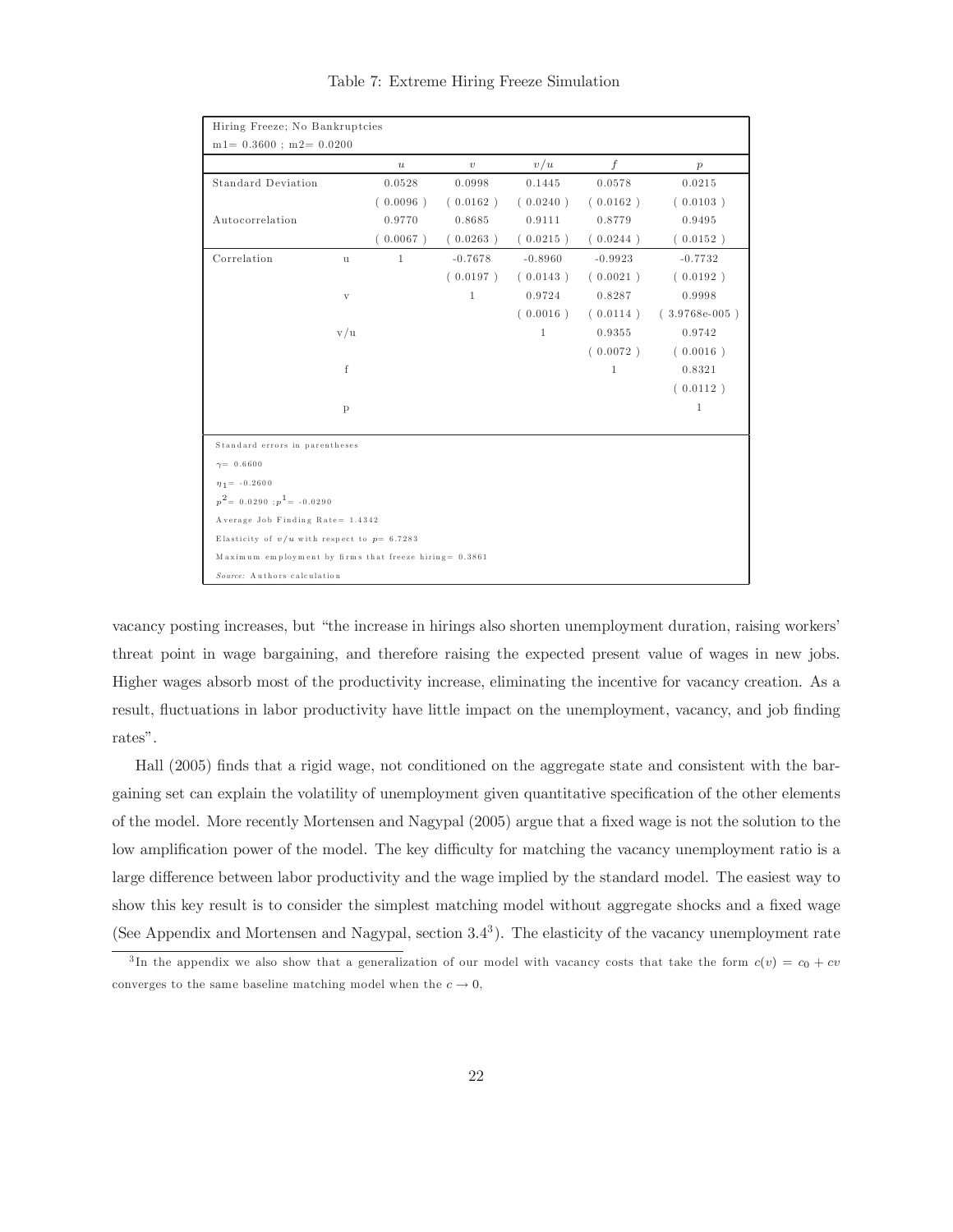Table 7: Extreme Hiring Freeze Simulation

| Hiring Freeze; No Bankruptcies $m1 = 0.3600$ ; $m2 = 0.0200$ | | | | | | |
|---|---|---|---|---|---|---|
| | | $u$ | $v$ | $v/u$ | $f$ | $p$ |
| Standard Deviation | | 0.0528 | 0.0998 | 0.1445 | 0.0578 | 0.0215 |
| | | ( 0.0096 ) | ( 0.0162 ) | ( 0.0240 ) | ( 0.0162 ) | ( 0.0103 ) |
| Autocorrelation | | 0.9770 | 0.8685 | 0.9111 | 0.8779 | 0.9495 |
| | | ( 0.0067 ) | ( 0.0263 ) | ( 0.0215 ) | ( 0.0244 ) | ( 0.0152 ) |
| Correlation | u | 1 | -0.7678 | -0.8960 | -0.9923 | -0.7732 |
| | | | ( 0.0197 ) | ( 0.0143 ) | ( 0.0021 ) | ( 0.0192 ) |
| | v | | 1 | 0.9724 | 0.8287 | 0.9998 |
| | | | | ( 0.0016 ) | ( 0.0114 ) | ( 3.9768e-005 ) |
| | v/u | | | 1 | 0.9355 | 0.9742 |
| | | | | | ( 0.0072 ) | ( 0.0016 ) |
| | f | | | | 1 | 0.8321 |
| | | | | | | ( 0.0112 ) |
| | p | | | | | 1 |

Standard errors in parentheses

$\gamma = 0.6600$

$\eta_1 = -0.2600$

$p^2 = 0.0290$ ; $p^1 = -0.0290$

Average Job Finding Rate= 1.4342

Elasticity of $v/u$ with respect to $p$= 6.7283

Maximum employment by firms that freeze hiring= 0.3861

*Source:* Authors calculation

vacancy posting increases, but "the increase in hirings also shorten unemployment duration, raising workers' threat point in wage bargaining, and therefore raising the expected present value of wages in new jobs. Higher wages absorb most of the productivity increase, eliminating the incentive for vacancy creation. As a result, fluctuations in labor productivity have little impact on the unemployment, vacancy, and job finding rates".

Hall (2005) finds that a rigid wage, not conditioned on the aggregate state and consistent with the bargaining set can explain the volatility of unemployment given quantitative specification of the other elements of the model. More recently Mortensen and Nagypal (2005) argue that a fixed wage is not the solution to the low amplification power of the model. The key difficulty for matching the vacancy unemployment ratio is a large difference between labor productivity and the wage implied by the standard model. The easiest way to show this key result is to consider the simplest matching model without aggregate shocks and a fixed wage (See Appendix and Mortensen and Nagypal, section 3.4[3]). The elasticity of the vacancy unemployment rate

[3] In the appendix we also show that a generalization of our model with vacancy costs that take the form $c(v) = c_0 + cv$ converges to the same baseline matching model when the $c \rightarrow 0$,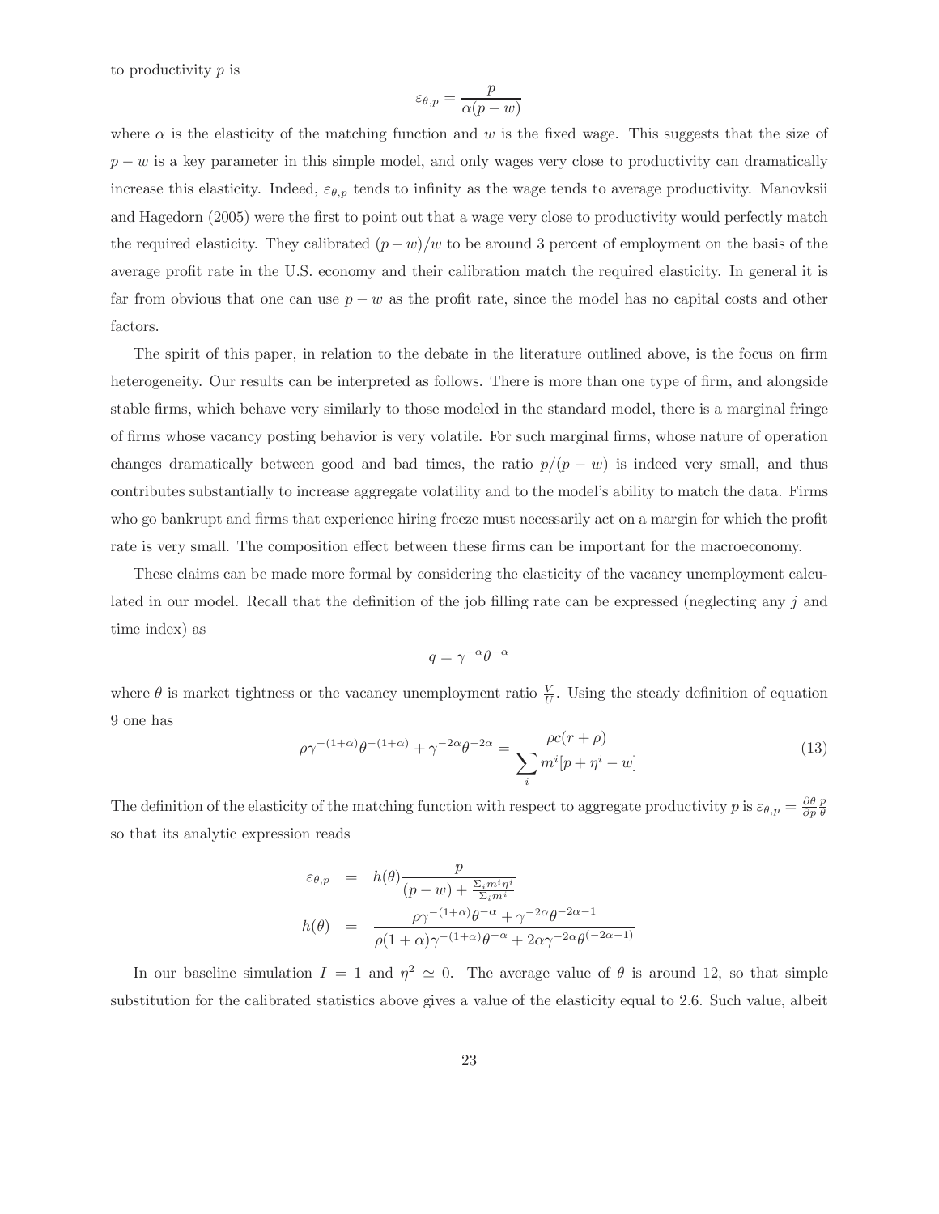to productivity $p$ is

$$\varepsilon_{\theta,p} = \frac{p}{\alpha(p-w)}$$

where $\alpha$ is the elasticity of the matching function and $w$ is the fixed wage. This suggests that the size of $p - w$ is a key parameter in this simple model, and only wages very close to productivity can dramatically increase this elasticity. Indeed, $\varepsilon_{\theta,p}$ tends to infinity as the wage tends to average productivity. Manovksii and Hagedorn (2005) were the first to point out that a wage very close to productivity would perfectly match the required elasticity. They calibrated $(p - w)/w$ to be around 3 percent of employment on the basis of the average profit rate in the U.S. economy and their calibration match the required elasticity. In general it is far from obvious that one can use $p - w$ as the profit rate, since the model has no capital costs and other factors.

The spirit of this paper, in relation to the debate in the literature outlined above, is the focus on firm heterogeneity. Our results can be interpreted as follows. There is more than one type of firm, and alongside stable firms, which behave very similarly to those modeled in the standard model, there is a marginal fringe of firms whose vacancy posting behavior is very volatile. For such marginal firms, whose nature of operation changes dramatically between good and bad times, the ratio $p/(p - w)$ is indeed very small, and thus contributes substantially to increase aggregate volatility and to the model's ability to match the data. Firms who go bankrupt and firms that experience hiring freeze must necessarily act on a margin for which the profit rate is very small. The composition effect between these firms can be important for the macroeconomy.

These claims can be made more formal by considering the elasticity of the vacancy unemployment calculated in our model. Recall that the definition of the job filling rate can be expressed (neglecting any $j$ and time index) as

$$q = \gamma^{-\alpha}\theta^{-\alpha}$$

where $\theta$ is market tightness or the vacancy unemployment ratio $\frac{V}{U}$. Using the steady definition of equation 9 one has

$$\rho\gamma^{-(1+\alpha)}\theta^{-(1+\alpha)} + \gamma^{-2\alpha}\theta^{-2\alpha} = \frac{\rho c(r+\rho)}{\sum_i m^i[p + \eta^i - w]} \tag{13}$$

The definition of the elasticity of the matching function with respect to aggregate productivity $p$ is $\varepsilon_{\theta,p} = \frac{\partial\theta}{\partial p}\frac{p}{\theta}$ so that its analytic expression reads

$$\begin{aligned}
\varepsilon_{\theta,p} &= h(\theta)\frac{p}{(p-w) + \frac{\Sigma_i m^i \eta^i}{\Sigma_i m^i}} \\
h(\theta) &= \frac{\rho\gamma^{-(1+\alpha)}\theta^{-\alpha} + \gamma^{-2\alpha}\theta^{-2\alpha-1}}{\rho(1+\alpha)\gamma^{-(1+\alpha)}\theta^{-\alpha} + 2\alpha\gamma^{-2\alpha}\theta^{(-2\alpha-1)}}
\end{aligned}$$

In our baseline simulation $I = 1$ and $\eta^2 \simeq 0$. The average value of $\theta$ is around 12, so that simple substitution for the calibrated statistics above gives a value of the elasticity equal to 2.6. Such value, albeit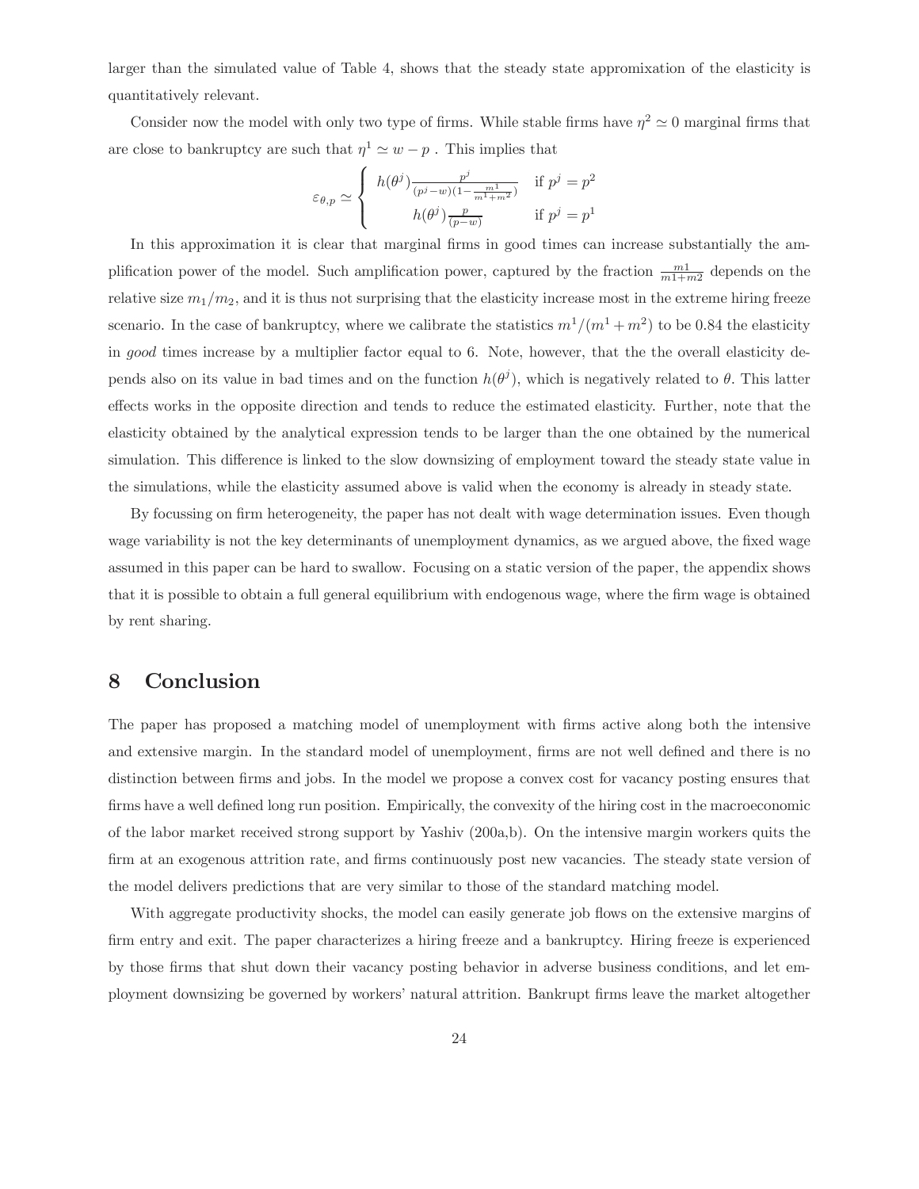larger than the simulated value of Table 4, shows that the steady state appromixation of the elasticity is quantitatively relevant.

Consider now the model with only two type of firms. While stable firms have $\eta^2 \simeq 0$ marginal firms that are close to bankruptcy are such that $\eta^1 \simeq w - p$ . This implies that

$$\varepsilon_{\theta,p} \simeq \begin{cases} h(\theta^j)\frac{p^j}{(p^j - w)(1 - \frac{m^1}{m^1 + m^2})} & \text{if } p^j = p^2 \\ h(\theta^j)\frac{p}{(p-w)} & \text{if } p^j = p^1 \end{cases}$$

In this approximation it is clear that marginal firms in good times can increase substantially the amplification power of the model. Such amplification power, captured by the fraction $\frac{m1}{m1+m2}$ depends on the relative size $m_1/m_2$, and it is thus not surprising that the elasticity increase most in the extreme hiring freeze scenario. In the case of bankruptcy, where we calibrate the statistics $m^1/(m^1 + m^2)$ to be 0.84 the elasticity in *good* times increase by a multiplier factor equal to 6. Note, however, that the the overall elasticity depends also on its value in bad times and on the function $h(\theta^j)$, which is negatively related to $\theta$. This latter effects works in the opposite direction and tends to reduce the estimated elasticity. Further, note that the elasticity obtained by the analytical expression tends to be larger than the one obtained by the numerical simulation. This difference is linked to the slow downsizing of employment toward the steady state value in the simulations, while the elasticity assumed above is valid when the economy is already in steady state.

By focussing on firm heterogeneity, the paper has not dealt with wage determination issues. Even though wage variability is not the key determinants of unemployment dynamics, as we argued above, the fixed wage assumed in this paper can be hard to swallow. Focusing on a static version of the paper, the appendix shows that it is possible to obtain a full general equilibrium with endogenous wage, where the firm wage is obtained by rent sharing.

# 8 Conclusion

The paper has proposed a matching model of unemployment with firms active along both the intensive and extensive margin. In the standard model of unemployment, firms are not well defined and there is no distinction between firms and jobs. In the model we propose a convex cost for vacancy posting ensures that firms have a well defined long run position. Empirically, the convexity of the hiring cost in the macroeconomic of the labor market received strong support by Yashiv (200a,b). On the intensive margin workers quits the firm at an exogenous attrition rate, and firms continuously post new vacancies. The steady state version of the model delivers predictions that are very similar to those of the standard matching model.

With aggregate productivity shocks, the model can easily generate job flows on the extensive margins of firm entry and exit. The paper characterizes a hiring freeze and a bankruptcy. Hiring freeze is experienced by those firms that shut down their vacancy posting behavior in adverse business conditions, and let employment downsizing be governed by workers' natural attrition. Bankrupt firms leave the market altogether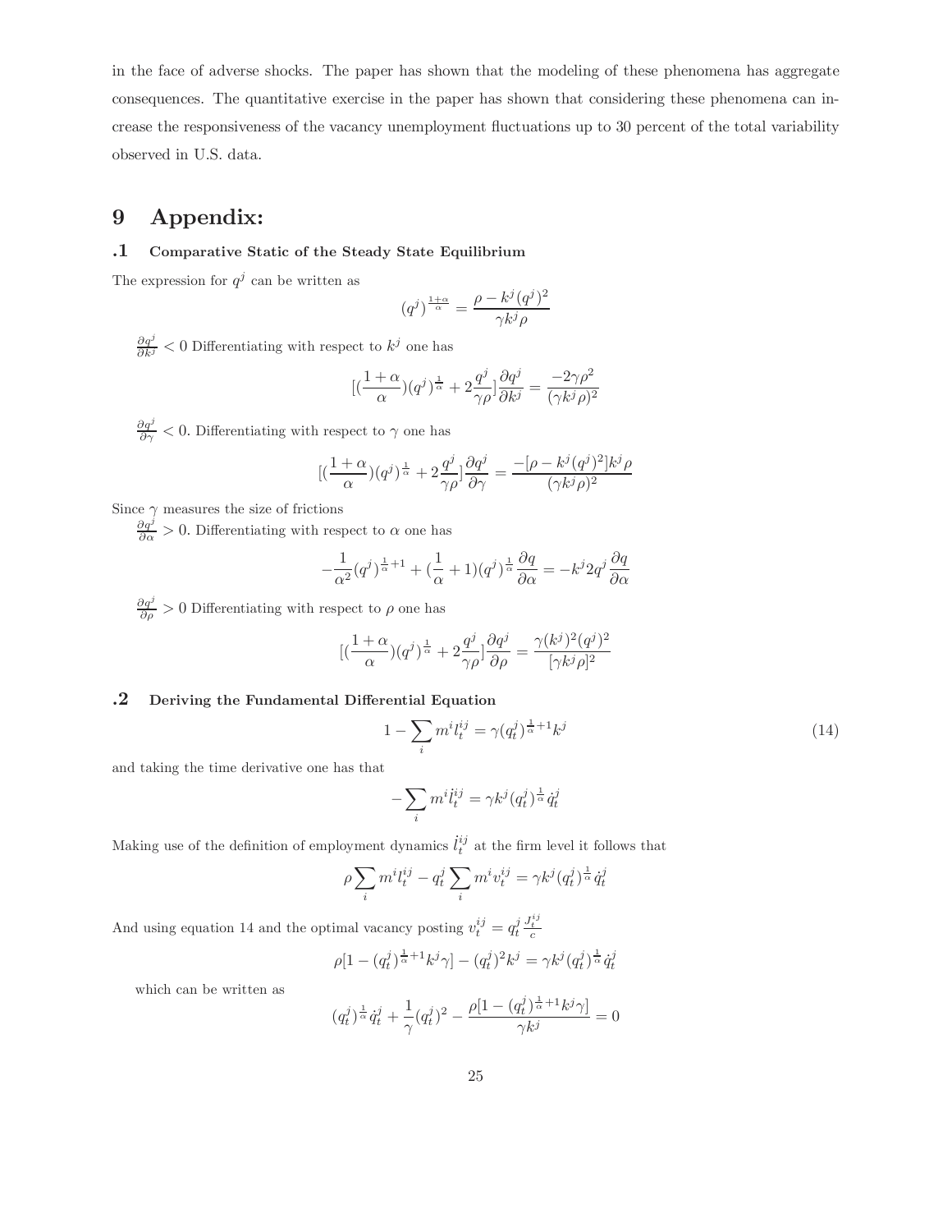in the face of adverse shocks. The paper has shown that the modeling of these phenomena has aggregate consequences. The quantitative exercise in the paper has shown that considering these phenomena can increase the responsiveness of the vacancy unemployment fluctuations up to 30 percent of the total variability observed in U.S. data.

# 9 Appendix:

### .1 Comparative Static of the Steady State Equilibrium

The expression for $q^j$ can be written as

$$(q^j)^{\frac{1+\alpha}{\alpha}} = \frac{\rho - k^j (q^j)^2}{\gamma k^j \rho}$$

$\frac{\partial q^j}{\partial k^j} < 0$ Differentiating with respect to $k^j$ one has

$$[(\frac{1+\alpha}{\alpha})(q^j)^{\frac{1}{\alpha}} + 2\frac{q^j}{\gamma\rho}]\frac{\partial q^j}{\partial k^j} = \frac{-2\gamma\rho^2}{(\gamma k^j \rho)^2}$$

$\frac{\partial q^j}{\partial \gamma} < 0$. Differentiating with respect to $\gamma$ one has

$$[(\frac{1+\alpha}{\alpha})(q^j)^{\frac{1}{\alpha}} + 2\frac{q^j}{\gamma\rho}]\frac{\partial q^j}{\partial \gamma} = \frac{-[\rho - k^j (q^j)^2]k^j \rho}{(\gamma k^j \rho)^2}$$

Since $\gamma$ measures the size of frictions

$\frac{\partial q^j}{\partial \alpha} > 0$. Differentiating with respect to $\alpha$ one has

$$-\frac{1}{\alpha^2}(q^j)^{\frac{1}{\alpha}+1} + (\frac{1}{\alpha}+1)(q^j)^{\frac{1}{\alpha}}\frac{\partial q}{\partial \alpha} = -k^j 2 q^j \frac{\partial q}{\partial \alpha}$$

$\frac{\partial q^j}{\partial \rho} > 0$ Differentiating with respect to $\rho$ one has

$$[(\frac{1+\alpha}{\alpha})(q^j)^{\frac{1}{\alpha}} + 2\frac{q^j}{\gamma\rho}]\frac{\partial q^j}{\partial \rho} = \frac{\gamma (k^j)^2 (q^j)^2}{[\gamma k^j \rho]^2}$$

### .2 Deriving the Fundamental Differential Equation

$$1 - \sum_i m^i l_t^{ij} = \gamma (q_t^j)^{\frac{1}{\alpha}+1} k^j \tag{14}$$

and taking the time derivative one has that

$$-\sum_i m^i \dot{l}_t^{ij} = \gamma k^j (q_t^j)^{\frac{1}{\alpha}} \dot{q}_t^j$$

Making use of the definition of employment dynamics $\dot{l}_t^{ij}$ at the firm level it follows that

$$\rho \sum_i m^i l_t^{ij} - q_t^j \sum_i m^i v_t^{ij} = \gamma k^j (q_t^j)^{\frac{1}{\alpha}} \dot{q}_t^j$$

And using equation 14 and the optimal vacancy posting $v_t^{ij} = q_t^j \frac{J_t^{ij}}{c}$

$$\rho[1 - (q_t^j)^{\frac{1}{\alpha}+1} k^j \gamma] - (q_t^j)^2 k^j = \gamma k^j (q_t^j)^{\frac{1}{\alpha}} \dot{q}_t^j$$

which can be written as

$$(q_t^j)^{\frac{1}{\alpha}} \dot{q}_t^j + \frac{1}{\gamma}(q_t^j)^2 - \frac{\rho[1 - (q_t^j)^{\frac{1}{\alpha}+1} k^j \gamma]}{\gamma k^j} = 0$$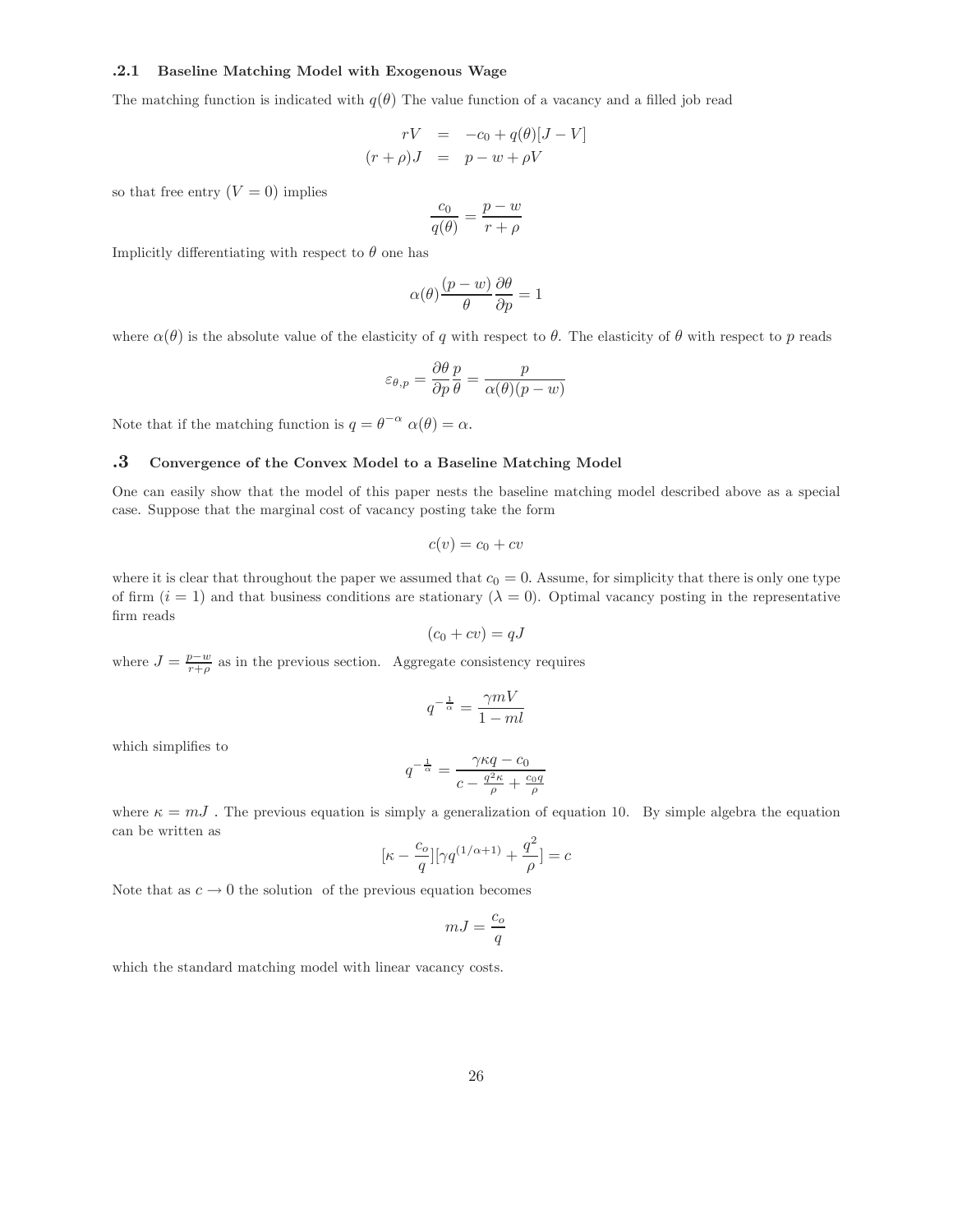### .2.1 Baseline Matching Model with Exogenous Wage

The matching function is indicated with $q(\theta)$ The value function of a vacancy and a filled job read

$$
\begin{aligned}
rV &= -c_0 + q(\theta)[J - V] \\
(r+\rho)J &= p - w + \rho V
\end{aligned}
$$

so that free entry ($V = 0$) implies

$$
\frac{c_0}{q(\theta)} = \frac{p-w}{r+\rho}
$$

Implicitly differentiating with respect to $\theta$ one has

$$
\alpha(\theta)\frac{(p-w)}{\theta}\frac{\partial \theta}{\partial p} = 1
$$

where $\alpha(\theta)$ is the absolute value of the elasticity of $q$ with respect to $\theta$. The elasticity of $\theta$ with respect to $p$ reads

$$
\varepsilon_{\theta,p} = \frac{\partial \theta}{\partial p}\frac{p}{\theta} = \frac{p}{\alpha(\theta)(p-w)}
$$

Note that if the matching function is $q = \theta^{-\alpha}$ $\alpha(\theta) = \alpha$.

## .3 Convergence of the Convex Model to a Baseline Matching Model

One can easily show that the model of this paper nests the baseline matching model described above as a special case. Suppose that the marginal cost of vacancy posting take the form

$$
c(v) = c_0 + cv
$$

where it is clear that throughout the paper we assumed that $c_0 = 0$. Assume, for simplicity that there is only one type of firm ($i = 1$) and that business conditions are stationary ($\lambda = 0$). Optimal vacancy posting in the representative firm reads

$$
(c_0 + cv) = qJ
$$

where $J = \frac{p-w}{r+\rho}$ as in the previous section. Aggregate consistency requires

$$
q^{-\frac{1}{\alpha}} = \frac{\gamma m V}{1 - ml}
$$

which simplifies to

$$
q^{-\frac{1}{\alpha}} = \frac{\gamma \kappa q - c_0}{c - \frac{q^2 \kappa}{\rho} + \frac{c_0 q}{\rho}}
$$

where $\kappa = mJ$ . The previous equation is simply a generalization of equation 10. By simple algebra the equation can be written as

$$
[\kappa - \frac{c_o}{q}][\gamma q^{(1/\alpha+1)} + \frac{q^2}{\rho}] = c
$$

Note that as $c \to 0$ the solution of the previous equation becomes

$$
mJ = \frac{c_o}{q}
$$

which the standard matching model with linear vacancy costs.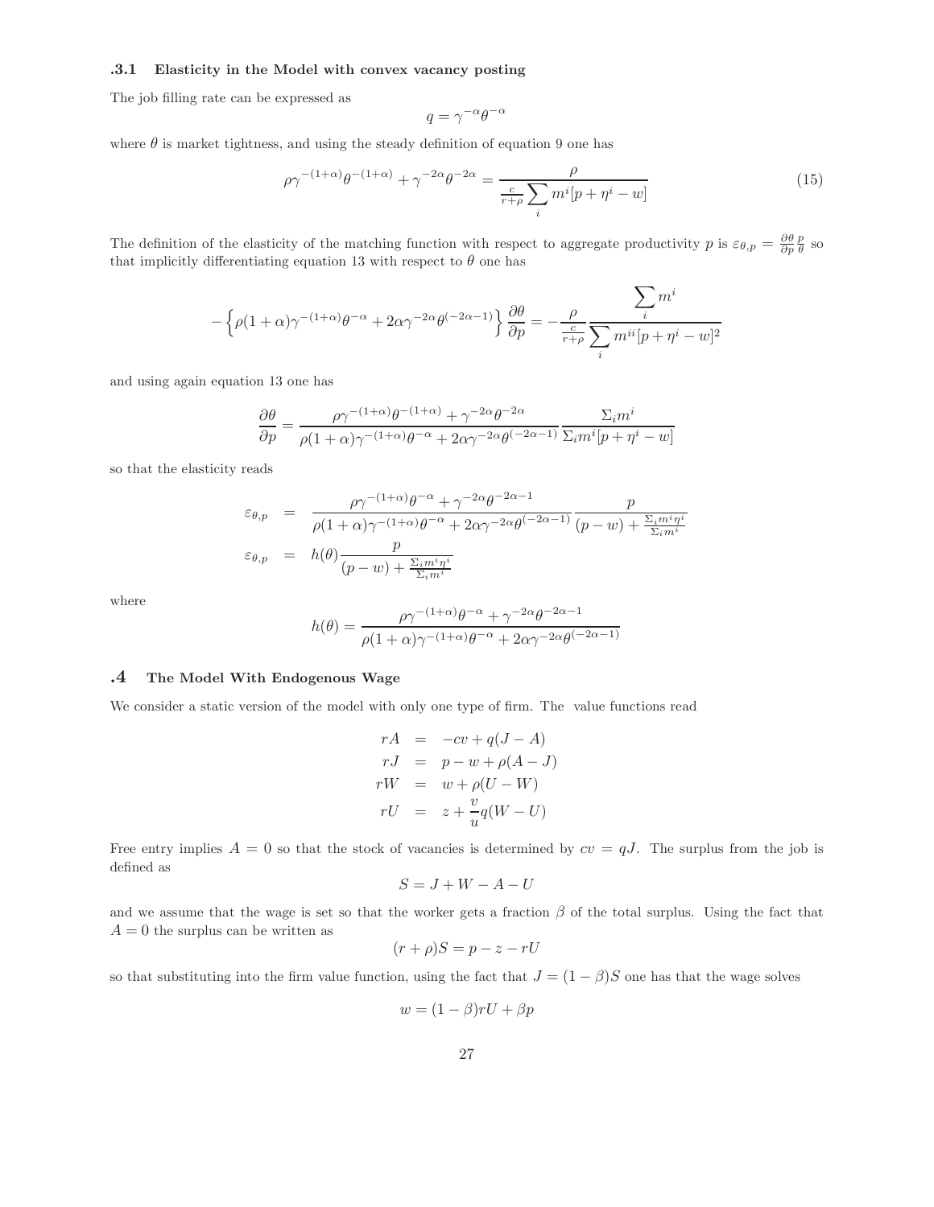### .3.1 Elasticity in the Model with convex vacancy posting

The job filling rate can be expressed as

$$q = \gamma^{-\alpha}\theta^{-\alpha}$$

where $\theta$ is market tightness, and using the steady definition of equation 9 one has

$$\rho\gamma^{-(1+\alpha)}\theta^{-(1+\alpha)} + \gamma^{-2\alpha}\theta^{-2\alpha} = \frac{\rho}{\frac{c}{r+\rho}\sum_i m^i[p+\eta^i - w]} \tag{15}$$

The definition of the elasticity of the matching function with respect to aggregate productivity $p$ is $\varepsilon_{\theta,p} = \frac{\partial\theta}{\partial p}\frac{p}{\theta}$ so that implicitly differentiating equation 13 with respect to $\theta$ one has

$$-\left\{\rho(1+\alpha)\gamma^{-(1+\alpha)}\theta^{-\alpha} + 2\alpha\gamma^{-2\alpha}\theta^{(-2\alpha-1)}\right\}\frac{\partial\theta}{\partial p} = -\frac{\rho}{\frac{c}{r+\rho}}\frac{\sum_i m^i}{\sum_i m^{ii}[p+\eta^i-w]^2}$$

and using again equation 13 one has

$$\frac{\partial\theta}{\partial p} = \frac{\rho\gamma^{-(1+\alpha)}\theta^{-(1+\alpha)} + \gamma^{-2\alpha}\theta^{-2\alpha}}{\rho(1+\alpha)\gamma^{-(1+\alpha)}\theta^{-\alpha} + 2\alpha\gamma^{-2\alpha}\theta^{(-2\alpha-1)}}\frac{\Sigma_i m^i}{\Sigma_i m^i[p+\eta^i-w]}$$

so that the elasticity reads

$$\begin{aligned}
\varepsilon_{\theta,p} &= \frac{\rho\gamma^{-(1+\alpha)}\theta^{-\alpha} + \gamma^{-2\alpha}\theta^{-2\alpha-1}}{\rho(1+\alpha)\gamma^{-(1+\alpha)}\theta^{-\alpha} + 2\alpha\gamma^{-2\alpha}\theta^{(-2\alpha-1)}}\frac{p}{(p-w)+\frac{\Sigma_i m^i\eta^i}{\Sigma_i m^i}} \\
\varepsilon_{\theta,p} &= h(\theta)\frac{p}{(p-w)+\frac{\Sigma_i m^i\eta^i}{\Sigma_i m^i}}
\end{aligned}$$

where

$$h(\theta) = \frac{\rho\gamma^{-(1+\alpha)}\theta^{-\alpha} + \gamma^{-2\alpha}\theta^{-2\alpha-1}}{\rho(1+\alpha)\gamma^{-(1+\alpha)}\theta^{-\alpha} + 2\alpha\gamma^{-2\alpha}\theta^{(-2\alpha-1)}}$$

## .4 The Model With Endogenous Wage

We consider a static version of the model with only one type of firm. The value functions read

$$\begin{aligned}
rA &= -cv + q(J-A) \\
rJ &= p - w + \rho(A-J) \\
rW &= w + \rho(U-W) \\
rU &= z + \frac{v}{u}q(W-U)
\end{aligned}$$

Free entry implies $A = 0$ so that the stock of vacancies is determined by $cv = qJ$. The surplus from the job is defined as

$$S = J + W - A - U$$

and we assume that the wage is set so that the worker gets a fraction $\beta$ of the total surplus. Using the fact that $A = 0$ the surplus can be written as

$$(r+\rho)S = p - z - rU$$

so that substituting into the firm value function, using the fact that $J = (1-\beta)S$ one has that the wage solves

$$w = (1-\beta)rU + \beta p$$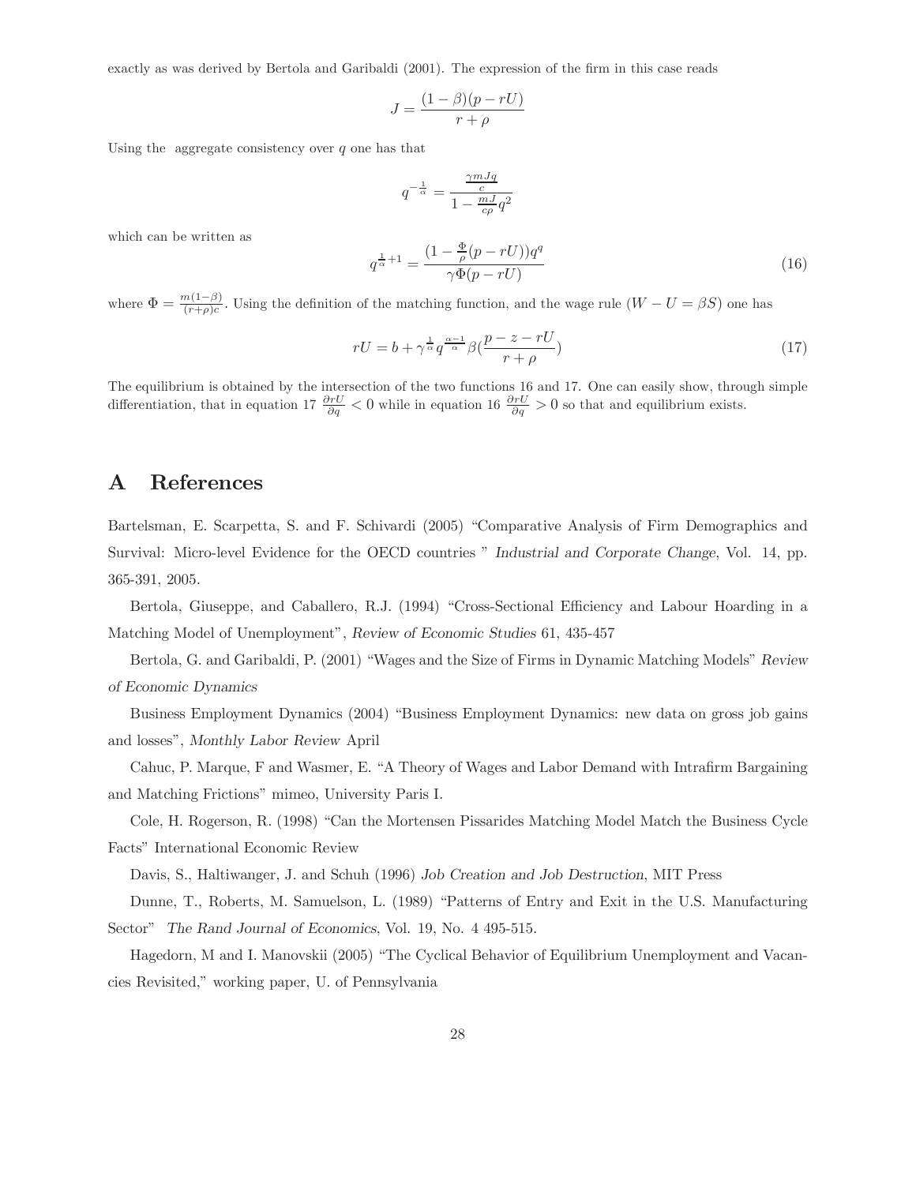exactly as was derived by Bertola and Garibaldi (2001). The expression of the firm in this case reads

$$J = \frac{(1-\beta)(p - rU)}{r + \rho}$$

Using the aggregate consistency over $q$ one has that

$$q^{-\frac{1}{\alpha}} = \frac{\frac{\gamma m J q}{c}}{1 - \frac{mJ}{c\rho}q^2}$$

which can be written as

$$q^{\frac{1}{\alpha}+1} = \frac{(1 - \frac{\Phi}{\rho}(p - rU))q^q}{\gamma \Phi (p - rU)} \tag{16}$$

where $\Phi = \frac{m(1-\beta)}{(r+\rho)c}$. Using the definition of the matching function, and the wage rule ($W - U = \beta S$) one has

$$rU = b + \gamma^{\frac{1}{\alpha}} q^{\frac{\alpha-1}{\alpha}} \beta (\frac{p - z - rU}{r + \rho}) \tag{17}$$

The equilibrium is obtained by the intersection of the two functions 16 and 17. One can easily show, through simple differentiation, that in equation 17 $\frac{\partial rU}{\partial q} < 0$ while in equation 16 $\frac{\partial rU}{\partial q} > 0$ so that and equilibrium exists.

# A References

Bartelsman, E. Scarpetta, S. and F. Schivardi (2005) "Comparative Analysis of Firm Demographics and Survival: Micro-level Evidence for the OECD countries " *Industrial and Corporate Change*, Vol. 14, pp. 365-391, 2005.

Bertola, Giuseppe, and Caballero, R.J. (1994) "Cross-Sectional Efficiency and Labour Hoarding in a Matching Model of Unemployment", *Review of Economic Studies* 61, 435-457

Bertola, G. and Garibaldi, P. (2001) "Wages and the Size of Firms in Dynamic Matching Models" *Review of Economic Dynamics*

Business Employment Dynamics (2004) "Business Employment Dynamics: new data on gross job gains and losses", *Monthly Labor Review* April

Cahuc, P. Marque, F and Wasmer, E. "A Theory of Wages and Labor Demand with Intrafirm Bargaining and Matching Frictions" mimeo, University Paris I.

Cole, H. Rogerson, R. (1998) "Can the Mortensen Pissarides Matching Model Match the Business Cycle Facts" International Economic Review

Davis, S., Haltiwanger, J. and Schuh (1996) *Job Creation and Job Destruction*, MIT Press

Dunne, T., Roberts, M. Samuelson, L. (1989) "Patterns of Entry and Exit in the U.S. Manufacturing Sector" *The Rand Journal of Economics*, Vol. 19, No. 4 495-515.

Hagedorn, M and I. Manovskii (2005) "The Cyclical Behavior of Equilibrium Unemployment and Vacancies Revisited," working paper, U. of Pennsylvania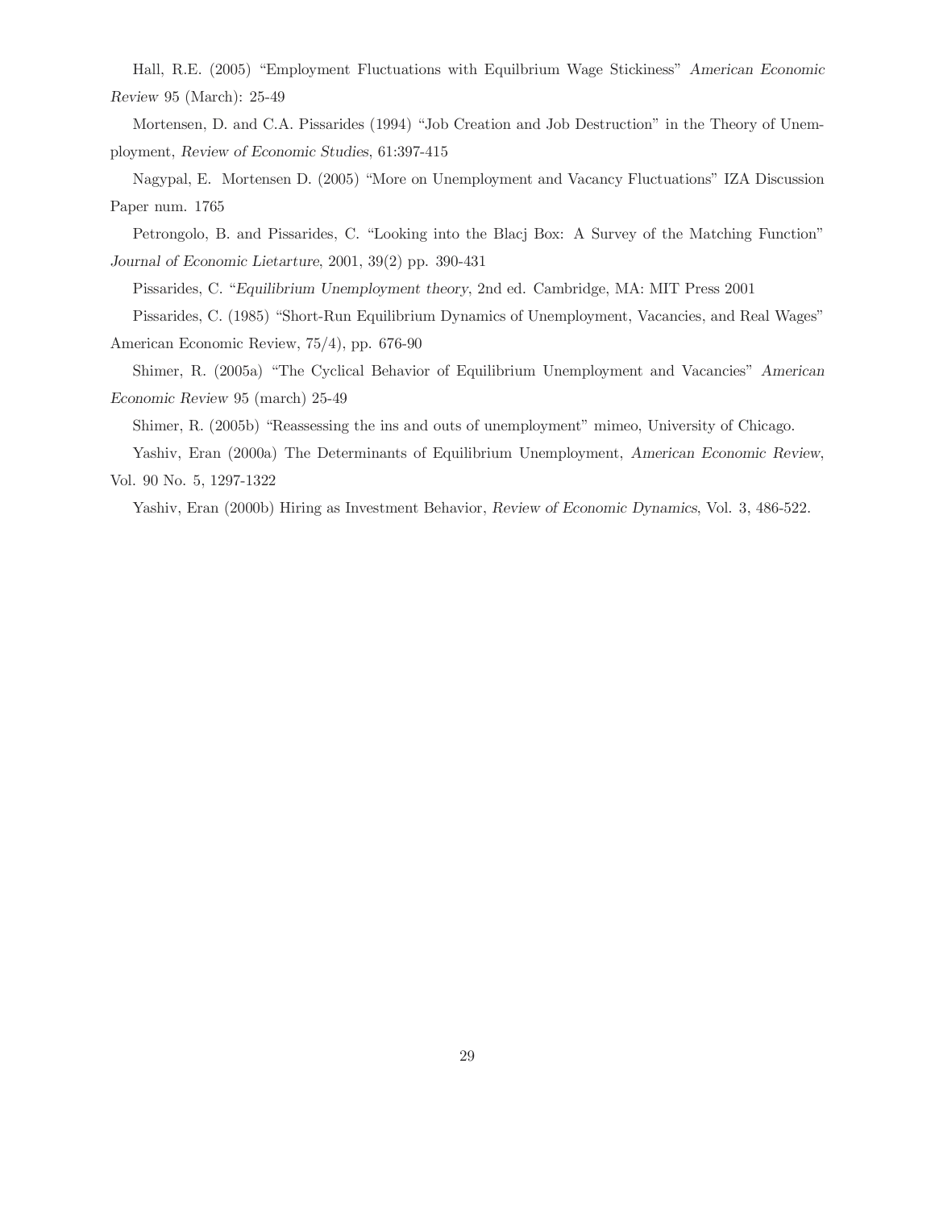Hall, R.E. (2005) "Employment Fluctuations with Equilbrium Wage Stickiness" *American Economic Review* 95 (March): 25-49

Mortensen, D. and C.A. Pissarides (1994) "Job Creation and Job Destruction" in the Theory of Unemployment, *Review of Economic Studies*, 61:397-415

Nagypal, E. Mortensen D. (2005) "More on Unemployment and Vacancy Fluctuations" IZA Discussion Paper num. 1765

Petrongolo, B. and Pissarides, C. "Looking into the Blacj Box: A Survey of the Matching Function" *Journal of Economic Lietarture*, 2001, 39(2) pp. 390-431

Pissarides, C. "*Equilibrium Unemployment theory*, 2nd ed. Cambridge, MA: MIT Press 2001

Pissarides, C. (1985) "Short-Run Equilibrium Dynamics of Unemployment, Vacancies, and Real Wages" American Economic Review, 75/4), pp. 676-90

Shimer, R. (2005a) "The Cyclical Behavior of Equilibrium Unemployment and Vacancies" *American Economic Review* 95 (march) 25-49

Shimer, R. (2005b) "Reassessing the ins and outs of unemployment" mimeo, University of Chicago.

Yashiv, Eran (2000a) The Determinants of Equilibrium Unemployment, *American Economic Review*, Vol. 90 No. 5, 1297-1322

Yashiv, Eran (2000b) Hiring as Investment Behavior, *Review of Economic Dynamics*, Vol. 3, 486-522.